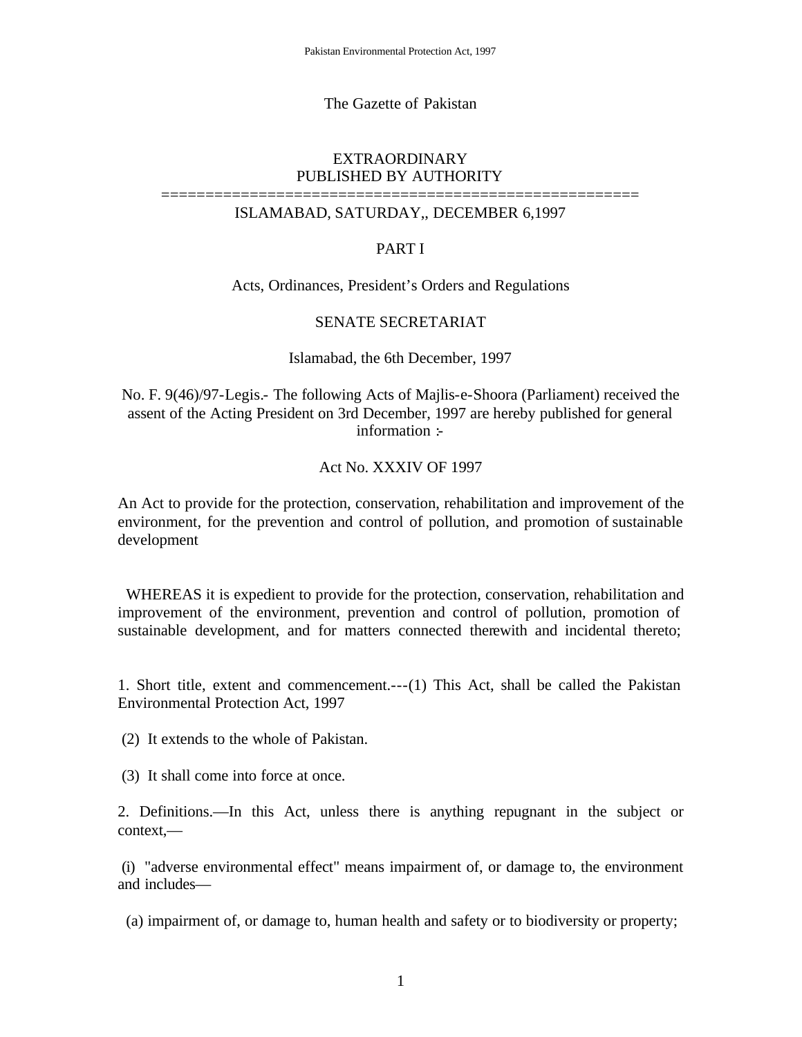The Gazette of Pakistan

EXTRAORDINARY
PUBLISHED BY AUTHORITY

=====================================================

ISLAMABAD, SATURDAY,, DECEMBER 6,1997

PART I

Acts, Ordinances, President's Orders and Regulations

SENATE SECRETARIAT

Islamabad, the 6th December, 1997

No. F. 9(46)/97-Legis.- The following Acts of Majlis-e-Shoora (Parliament) received the assent of the Acting President on 3rd December, 1997 are hereby published for general information :-

Act No. XXXIV OF 1997

An Act to provide for the protection, conservation, rehabilitation and improvement of the environment, for the prevention and control of pollution, and promotion of sustainable development

WHEREAS it is expedient to provide for the protection, conservation, rehabilitation and improvement of the environment, prevention and control of pollution, promotion of sustainable development, and for matters connected therewith and incidental thereto;

1. Short title, extent and commencement.---(1) This Act, shall be called the Pakistan Environmental Protection Act, 1997

(2) It extends to the whole of Pakistan.

(3) It shall come into force at once.

2. Definitions.—In this Act, unless there is anything repugnant in the subject or context,—

(i) "adverse environmental effect" means impairment of, or damage to, the environment and includes—

(a) impairment of, or damage to, human health and safety or to biodiversity or property;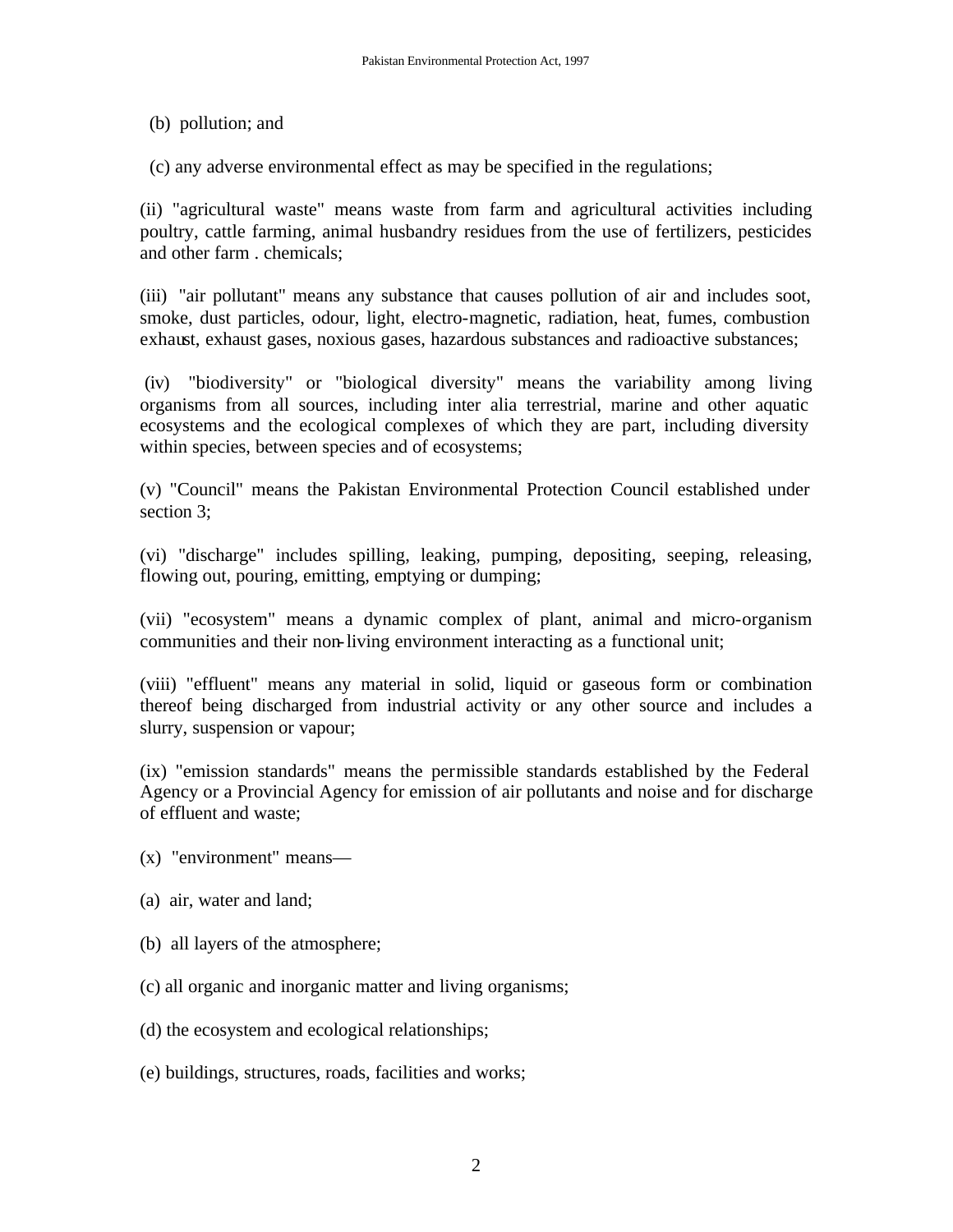(b) pollution; and

(c) any adverse environmental effect as may be specified in the regulations;

(ii) "agricultural waste" means waste from farm and agricultural activities including poultry, cattle farming, animal husbandry residues from the use of fertilizers, pesticides and other farm . chemicals;

(iii) "air pollutant" means any substance that causes pollution of air and includes soot, smoke, dust particles, odour, light, electro-magnetic, radiation, heat, fumes, combustion exhaust, exhaust gases, noxious gases, hazardous substances and radioactive substances;

(iv) "biodiversity" or "biological diversity" means the variability among living organisms from all sources, including inter alia terrestrial, marine and other aquatic ecosystems and the ecological complexes of which they are part, including diversity within species, between species and of ecosystems;

(v) "Council" means the Pakistan Environmental Protection Council established under section 3;

(vi) "discharge" includes spilling, leaking, pumping, depositing, seeping, releasing, flowing out, pouring, emitting, emptying or dumping;

(vii) "ecosystem" means a dynamic complex of plant, animal and micro-organism communities and their non-living environment interacting as a functional unit;

(viii) "effluent" means any material in solid, liquid or gaseous form or combination thereof being discharged from industrial activity or any other source and includes a slurry, suspension or vapour;

(ix) "emission standards" means the permissible standards established by the Federal Agency or a Provincial Agency for emission of air pollutants and noise and for discharge of effluent and waste;

(x) "environment" means—

(a) air, water and land;

(b) all layers of the atmosphere;

(c) all organic and inorganic matter and living organisms;

(d) the ecosystem and ecological relationships;

(e) buildings, structures, roads, facilities and works;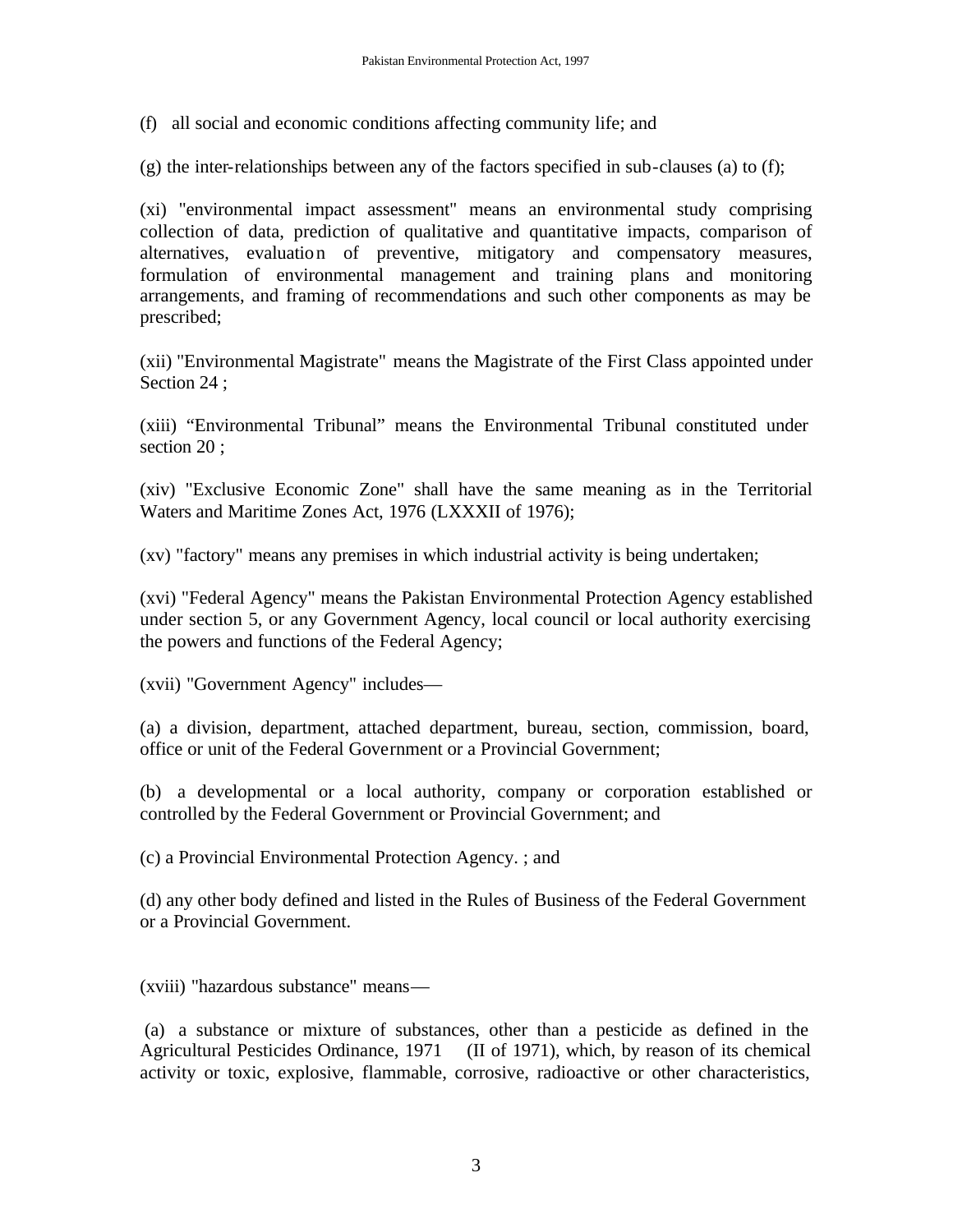(f) all social and economic conditions affecting community life; and

(g) the inter-relationships between any of the factors specified in sub-clauses (a) to (f);

(xi) "environmental impact assessment" means an environmental study comprising collection of data, prediction of qualitative and quantitative impacts, comparison of alternatives, evaluation of preventive, mitigatory and compensatory measures, formulation of environmental management and training plans and monitoring arrangements, and framing of recommendations and such other components as may be prescribed;

(xii) "Environmental Magistrate" means the Magistrate of the First Class appointed under Section 24 ;

(xiii) "Environmental Tribunal" means the Environmental Tribunal constituted under section 20 ;

(xiv) "Exclusive Economic Zone" shall have the same meaning as in the Territorial Waters and Maritime Zones Act, 1976 (LXXXII of 1976);

(xv) "factory" means any premises in which industrial activity is being undertaken;

(xvi) "Federal Agency" means the Pakistan Environmental Protection Agency established under section 5, or any Government Agency, local council or local authority exercising the powers and functions of the Federal Agency;

(xvii) "Government Agency" includes—

(a) a division, department, attached department, bureau, section, commission, board, office or unit of the Federal Government or a Provincial Government;

(b) a developmental or a local authority, company or corporation established or controlled by the Federal Government or Provincial Government; and

(c) a Provincial Environmental Protection Agency. ; and

(d) any other body defined and listed in the Rules of Business of the Federal Government or a Provincial Government.

(xviii) "hazardous substance" means—

(a) a substance or mixture of substances, other than a pesticide as defined in the Agricultural Pesticides Ordinance, 1971 (II of 1971), which, by reason of its chemical activity or toxic, explosive, flammable, corrosive, radioactive or other characteristics,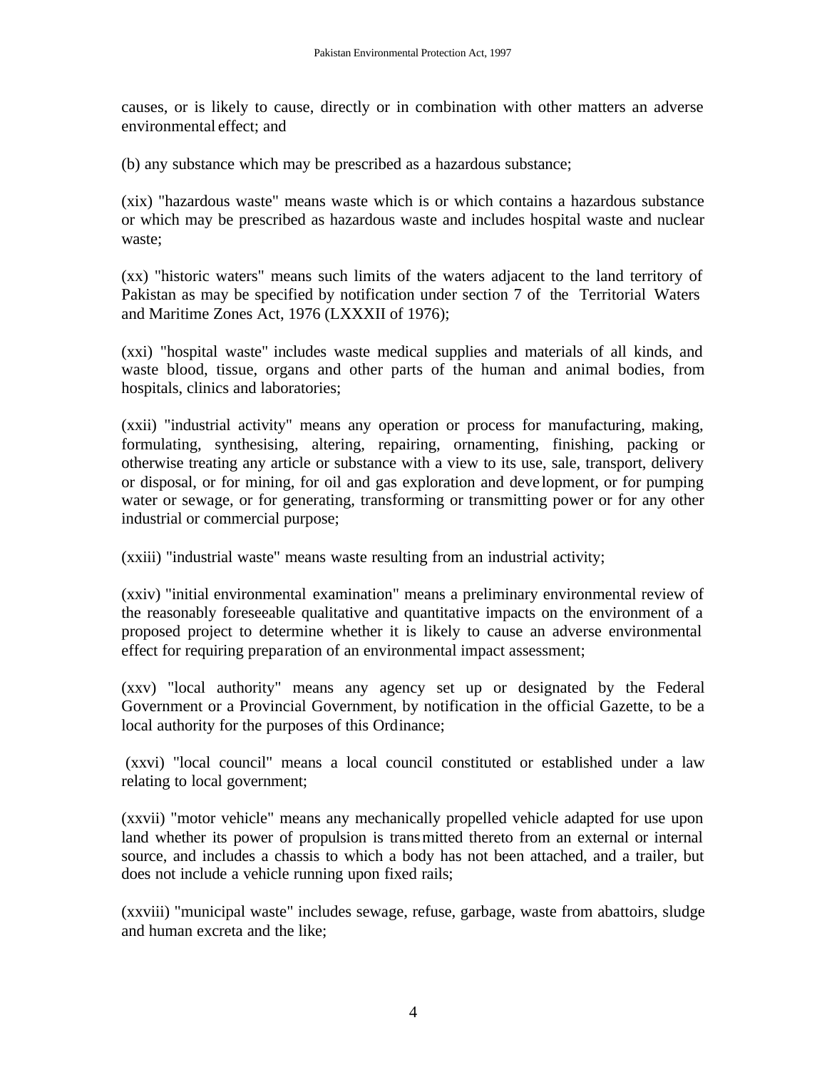causes, or is likely to cause, directly or in combination with other matters an adverse environmental effect; and

(b) any substance which may be prescribed as a hazardous substance;

(xix) "hazardous waste" means waste which is or which contains a hazardous substance or which may be prescribed as hazardous waste and includes hospital waste and nuclear waste;

(xx) "historic waters" means such limits of the waters adjacent to the land territory of Pakistan as may be specified by notification under section 7 of the Territorial Waters and Maritime Zones Act, 1976 (LXXXII of 1976);

(xxi) "hospital waste" includes waste medical supplies and materials of all kinds, and waste blood, tissue, organs and other parts of the human and animal bodies, from hospitals, clinics and laboratories;

(xxii) "industrial activity" means any operation or process for manufacturing, making, formulating, synthesising, altering, repairing, ornamenting, finishing, packing or otherwise treating any article or substance with a view to its use, sale, transport, delivery or disposal, or for mining, for oil and gas exploration and development, or for pumping water or sewage, or for generating, transforming or transmitting power or for any other industrial or commercial purpose;

(xxiii) "industrial waste" means waste resulting from an industrial activity;

(xxiv) "initial environmental examination" means a preliminary environmental review of the reasonably foreseeable qualitative and quantitative impacts on the environment of a proposed project to determine whether it is likely to cause an adverse environmental effect for requiring preparation of an environmental impact assessment;

(xxv) "local authority" means any agency set up or designated by the Federal Government or a Provincial Government, by notification in the official Gazette, to be a local authority for the purposes of this Ordinance;

(xxvi) "local council" means a local council constituted or established under a law relating to local government;

(xxvii) "motor vehicle" means any mechanically propelled vehicle adapted for use upon land whether its power of propulsion is transmitted thereto from an external or internal source, and includes a chassis to which a body has not been attached, and a trailer, but does not include a vehicle running upon fixed rails;

(xxviii) "municipal waste" includes sewage, refuse, garbage, waste from abattoirs, sludge and human excreta and the like;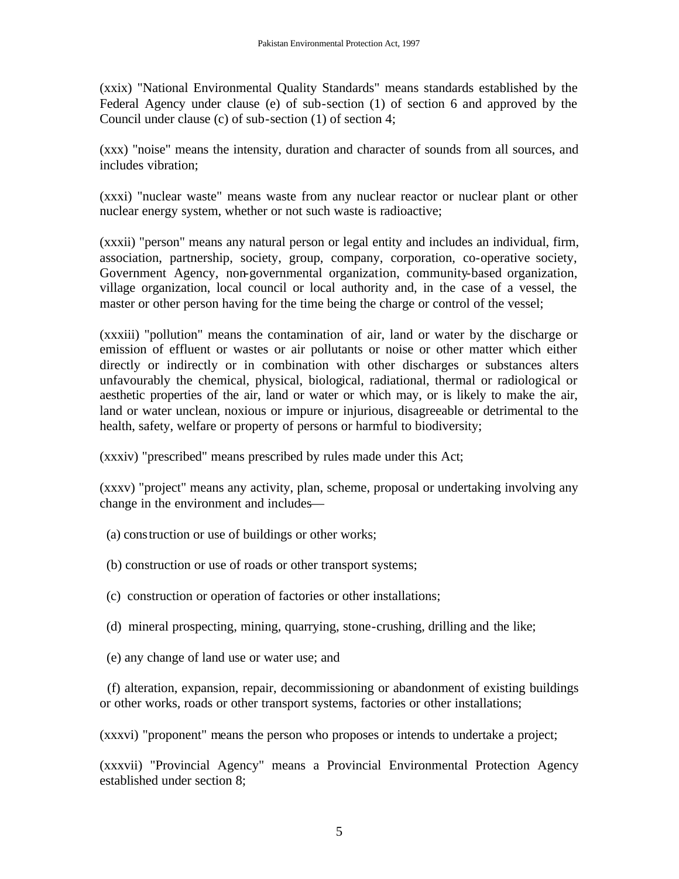(xxix) "National Environmental Quality Standards" means standards established by the Federal Agency under clause (e) of sub-section (1) of section 6 and approved by the Council under clause (c) of sub-section (1) of section 4;

(xxx) "noise" means the intensity, duration and character of sounds from all sources, and includes vibration;

(xxxi) "nuclear waste" means waste from any nuclear reactor or nuclear plant or other nuclear energy system, whether or not such waste is radioactive;

(xxxii) "person" means any natural person or legal entity and includes an individual, firm, association, partnership, society, group, company, corporation, co-operative society, Government Agency, non-governmental organization, community-based organization, village organization, local council or local authority and, in the case of a vessel, the master or other person having for the time being the charge or control of the vessel;

(xxxiii) "pollution" means the contamination of air, land or water by the discharge or emission of effluent or wastes or air pollutants or noise or other matter which either directly or indirectly or in combination with other discharges or substances alters unfavourably the chemical, physical, biological, radiational, thermal or radiological or aesthetic properties of the air, land or water or which may, or is likely to make the air, land or water unclean, noxious or impure or injurious, disagreeable or detrimental to the health, safety, welfare or property of persons or harmful to biodiversity;

(xxxiv) "prescribed" means prescribed by rules made under this Act;

(xxxv) "project" means any activity, plan, scheme, proposal or undertaking involving any change in the environment and includes—

(a) construction or use of buildings or other works;

(b) construction or use of roads or other transport systems;

(c) construction or operation of factories or other installations;

(d) mineral prospecting, mining, quarrying, stone-crushing, drilling and the like;

(e) any change of land use or water use; and

(f) alteration, expansion, repair, decommissioning or abandonment of existing buildings or other works, roads or other transport systems, factories or other installations;

(xxxvi) "proponent" means the person who proposes or intends to undertake a project;

(xxxvii) "Provincial Agency" means a Provincial Environmental Protection Agency established under section 8;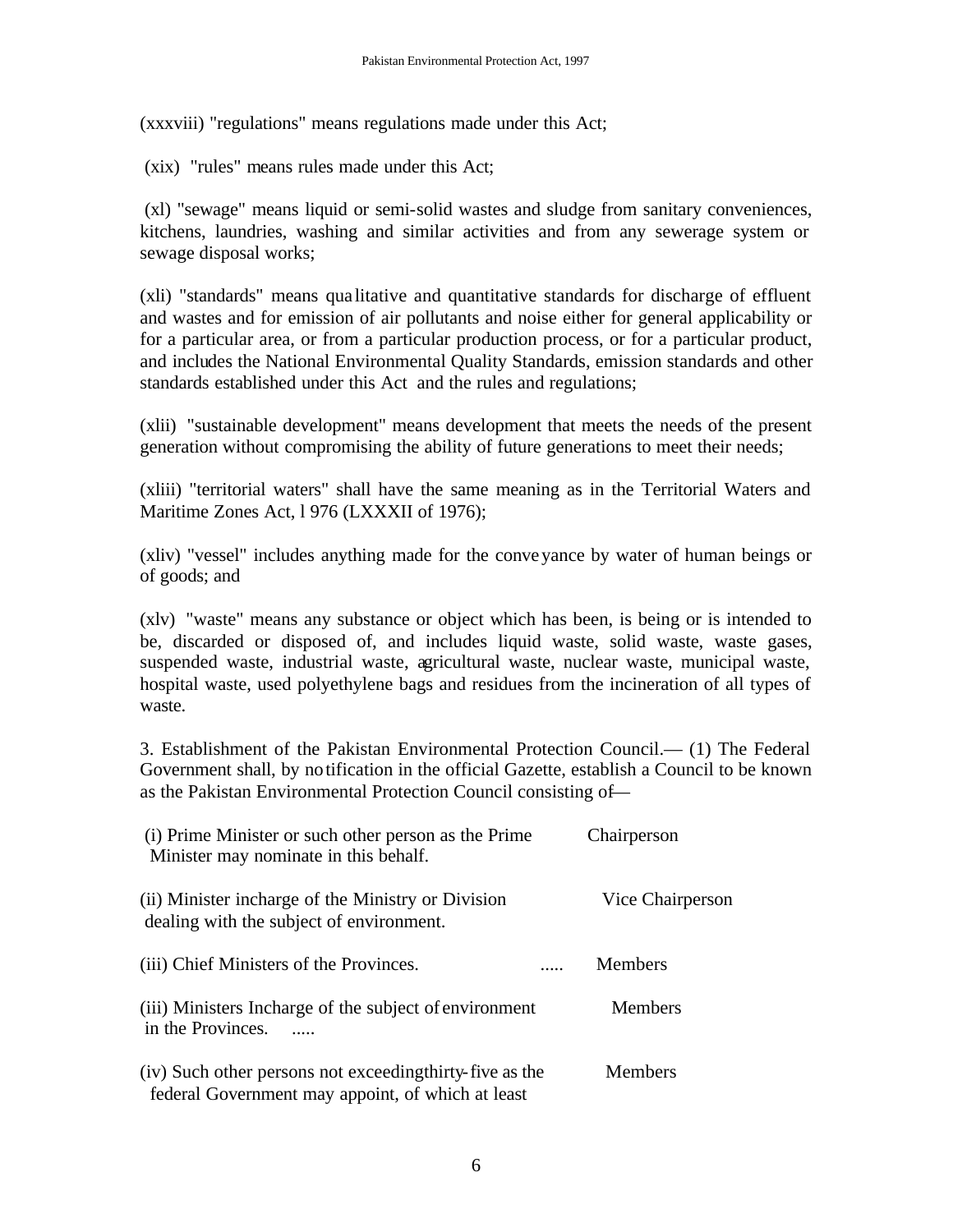(xxxviii) "regulations" means regulations made under this Act;

(xix) "rules" means rules made under this Act;

(xl) "sewage" means liquid or semi-solid wastes and sludge from sanitary conveniences, kitchens, laundries, washing and similar activities and from any sewerage system or sewage disposal works;

(xli) "standards" means qualitative and quantitative standards for discharge of effluent and wastes and for emission of air pollutants and noise either for general applicability or for a particular area, or from a particular production process, or for a particular product, and includes the National Environmental Quality Standards, emission standards and other standards established under this Act and the rules and regulations;

(xlii) "sustainable development" means development that meets the needs of the present generation without compromising the ability of future generations to meet their needs;

(xliii) "territorial waters" shall have the same meaning as in the Territorial Waters and Maritime Zones Act, l 976 (LXXXII of 1976);

(xliv) "vessel" includes anything made for the conveyance by water of human beings or of goods; and

(xlv) "waste" means any substance or object which has been, is being or is intended to be, discarded or disposed of, and includes liquid waste, solid waste, waste gases, suspended waste, industrial waste, agricultural waste, nuclear waste, municipal waste, hospital waste, used polyethylene bags and residues from the incineration of all types of waste.

3. Establishment of the Pakistan Environmental Protection Council.— (1) The Federal Government shall, by notification in the official Gazette, establish a Council to be known as the Pakistan Environmental Protection Council consisting of—

| | |
|---|---|
| (i) Prime Minister or such other person as the Prime Minister may nominate in this behalf. | Chairperson |
| (ii) Minister incharge of the Ministry or Division dealing with the subject of environment. | Vice Chairperson |
| (iii) Chief Ministers of the Provinces. ..... | Members |
| (iii) Ministers Incharge of the subject of environment in the Provinces. ..... | Members |
| (iv) Such other persons not exceeding thirty-five as the federal Government may appoint, of which at least | Members |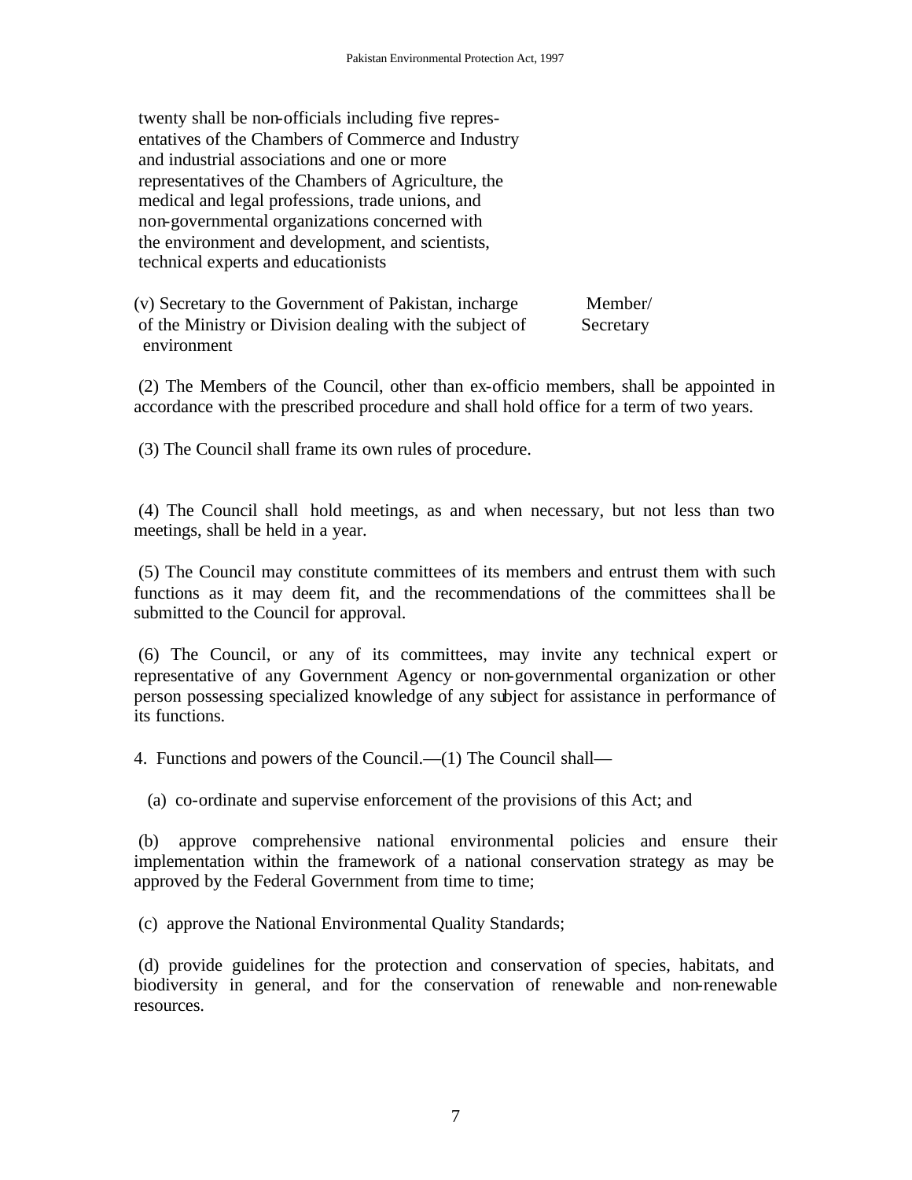twenty shall be non-officials including five representatives of the Chambers of Commerce and Industry and industrial associations and one or more representatives of the Chambers of Agriculture, the medical and legal professions, trade unions, and non-governmental organizations concerned with the environment and development, and scientists, technical experts and educationists

(v) Secretary to the Government of Pakistan, incharge of the Ministry or Division dealing with the subject of environment — Member/ Secretary

(2) The Members of the Council, other than ex-officio members, shall be appointed in accordance with the prescribed procedure and shall hold office for a term of two years.

(3) The Council shall frame its own rules of procedure.

(4) The Council shall hold meetings, as and when necessary, but not less than two meetings, shall be held in a year.

(5) The Council may constitute committees of its members and entrust them with such functions as it may deem fit, and the recommendations of the committees shall be submitted to the Council for approval.

(6) The Council, or any of its committees, may invite any technical expert or representative of any Government Agency or non-governmental organization or other person possessing specialized knowledge of any subject for assistance in performance of its functions.

4. Functions and powers of the Council.—(1) The Council shall—

(a) co-ordinate and supervise enforcement of the provisions of this Act; and

(b) approve comprehensive national environmental policies and ensure their implementation within the framework of a national conservation strategy as may be approved by the Federal Government from time to time;

(c) approve the National Environmental Quality Standards;

(d) provide guidelines for the protection and conservation of species, habitats, and biodiversity in general, and for the conservation of renewable and non-renewable resources.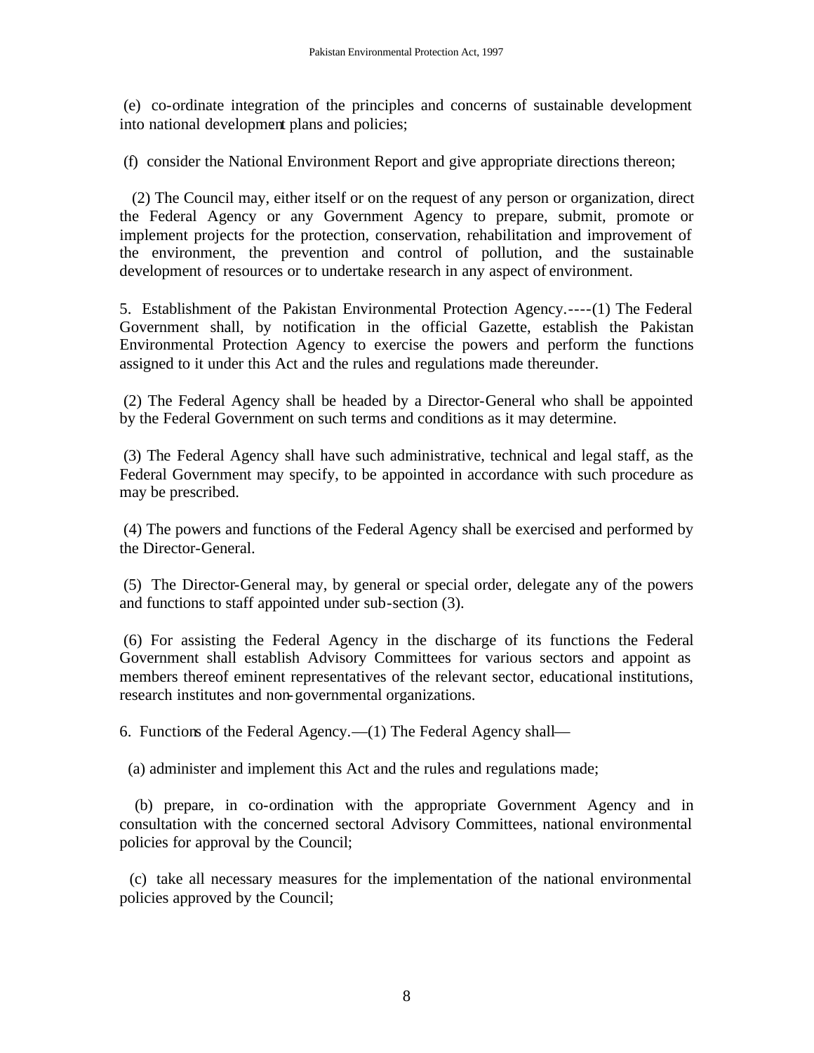(e) co-ordinate integration of the principles and concerns of sustainable development into national development plans and policies;

(f) consider the National Environment Report and give appropriate directions thereon;

(2) The Council may, either itself or on the request of any person or organization, direct the Federal Agency or any Government Agency to prepare, submit, promote or implement projects for the protection, conservation, rehabilitation and improvement of the environment, the prevention and control of pollution, and the sustainable development of resources or to undertake research in any aspect of environment.

5. Establishment of the Pakistan Environmental Protection Agency.----(1) The Federal Government shall, by notification in the official Gazette, establish the Pakistan Environmental Protection Agency to exercise the powers and perform the functions assigned to it under this Act and the rules and regulations made thereunder.

(2) The Federal Agency shall be headed by a Director-General who shall be appointed by the Federal Government on such terms and conditions as it may determine.

(3) The Federal Agency shall have such administrative, technical and legal staff, as the Federal Government may specify, to be appointed in accordance with such procedure as may be prescribed.

(4) The powers and functions of the Federal Agency shall be exercised and performed by the Director-General.

(5) The Director-General may, by general or special order, delegate any of the powers and functions to staff appointed under sub-section (3).

(6) For assisting the Federal Agency in the discharge of its functions the Federal Government shall establish Advisory Committees for various sectors and appoint as members thereof eminent representatives of the relevant sector, educational institutions, research institutes and non-governmental organizations.

6. Functions of the Federal Agency.—(1) The Federal Agency shall—

(a) administer and implement this Act and the rules and regulations made;

(b) prepare, in co-ordination with the appropriate Government Agency and in consultation with the concerned sectoral Advisory Committees, national environmental policies for approval by the Council;

(c) take all necessary measures for the implementation of the national environmental policies approved by the Council;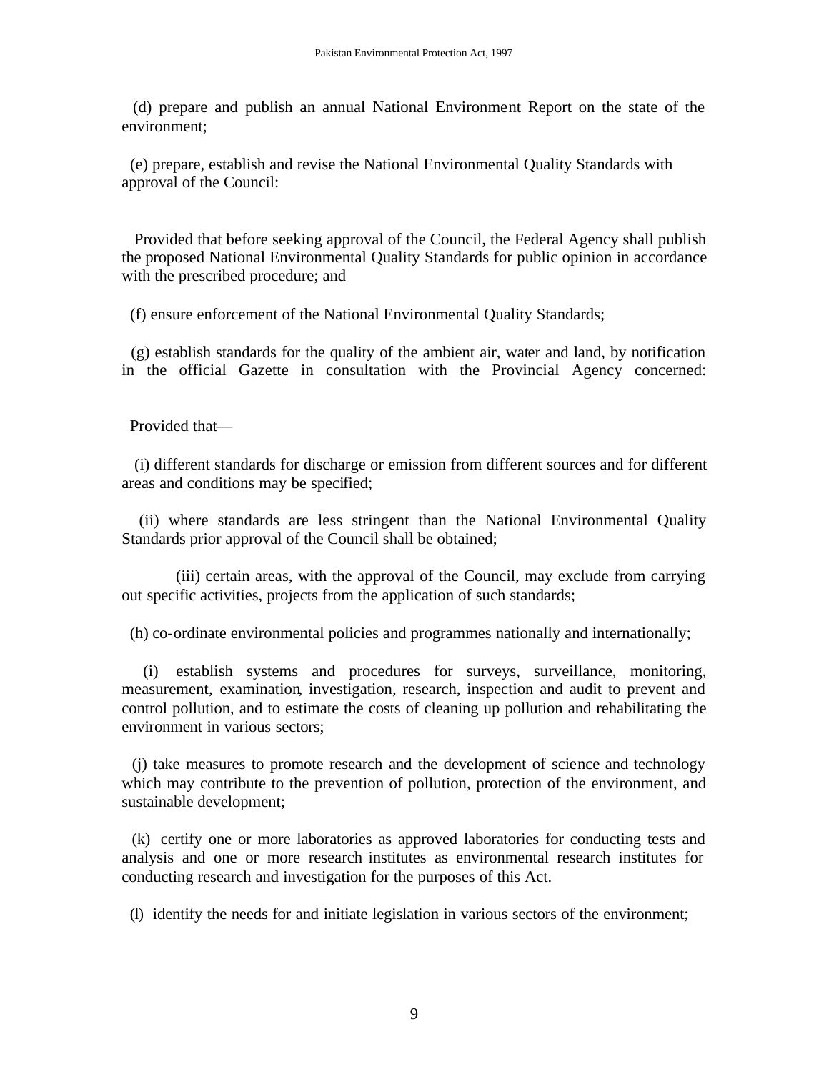(d) prepare and publish an annual National Environment Report on the state of the environment;

(e) prepare, establish and revise the National Environmental Quality Standards with approval of the Council:

Provided that before seeking approval of the Council, the Federal Agency shall publish the proposed National Environmental Quality Standards for public opinion in accordance with the prescribed procedure; and

(f) ensure enforcement of the National Environmental Quality Standards;

(g) establish standards for the quality of the ambient air, water and land, by notification in the official Gazette in consultation with the Provincial Agency concerned:

Provided that—

(i) different standards for discharge or emission from different sources and for different areas and conditions may be specified;

(ii) where standards are less stringent than the National Environmental Quality Standards prior approval of the Council shall be obtained;

(iii) certain areas, with the approval of the Council, may exclude from carrying out specific activities, projects from the application of such standards;

(h) co-ordinate environmental policies and programmes nationally and internationally;

(i) establish systems and procedures for surveys, surveillance, monitoring, measurement, examination, investigation, research, inspection and audit to prevent and control pollution, and to estimate the costs of cleaning up pollution and rehabilitating the environment in various sectors;

(j) take measures to promote research and the development of science and technology which may contribute to the prevention of pollution, protection of the environment, and sustainable development;

(k) certify one or more laboratories as approved laboratories for conducting tests and analysis and one or more research institutes as environmental research institutes for conducting research and investigation for the purposes of this Act.

(l) identify the needs for and initiate legislation in various sectors of the environment;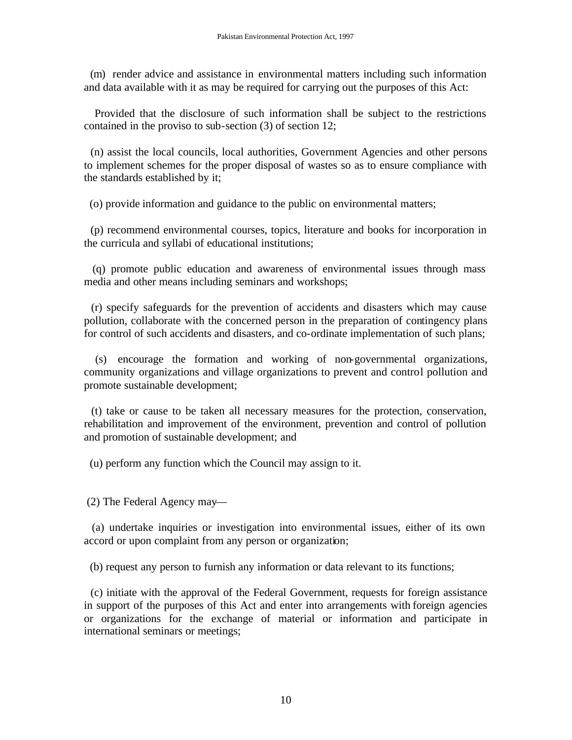(m) render advice and assistance in environmental matters including such information and data available with it as may be required for carrying out the purposes of this Act:

Provided that the disclosure of such information shall be subject to the restrictions contained in the proviso to sub-section (3) of section 12;

(n) assist the local councils, local authorities, Government Agencies and other persons to implement schemes for the proper disposal of wastes so as to ensure compliance with the standards established by it;

(o) provide information and guidance to the public on environmental matters;

(p) recommend environmental courses, topics, literature and books for incorporation in the curricula and syllabi of educational institutions;

(q) promote public education and awareness of environmental issues through mass media and other means including seminars and workshops;

(r) specify safeguards for the prevention of accidents and disasters which may cause pollution, collaborate with the concerned person in the preparation of contingency plans for control of such accidents and disasters, and co-ordinate implementation of such plans;

(s) encourage the formation and working of non-governmental organizations, community organizations and village organizations to prevent and control pollution and promote sustainable development;

(t) take or cause to be taken all necessary measures for the protection, conservation, rehabilitation and improvement of the environment, prevention and control of pollution and promotion of sustainable development; and

(u) perform any function which the Council may assign to it.

(2) The Federal Agency may—

(a) undertake inquiries or investigation into environmental issues, either of its own accord or upon complaint from any person or organization;

(b) request any person to furnish any information or data relevant to its functions;

(c) initiate with the approval of the Federal Government, requests for foreign assistance in support of the purposes of this Act and enter into arrangements with foreign agencies or organizations for the exchange of material or information and participate in international seminars or meetings;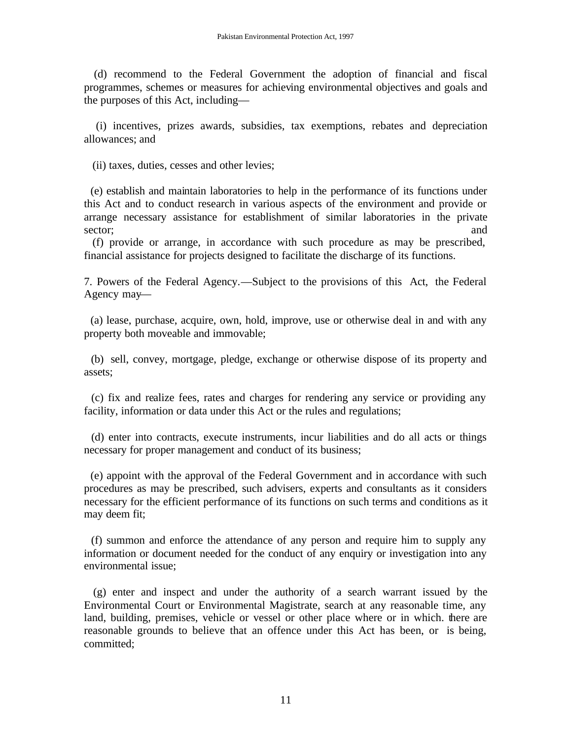(d) recommend to the Federal Government the adoption of financial and fiscal programmes, schemes or measures for achieving environmental objectives and goals and the purposes of this Act, including—

(i) incentives, prizes awards, subsidies, tax exemptions, rebates and depreciation allowances; and

(ii) taxes, duties, cesses and other levies;

(e) establish and maintain laboratories to help in the performance of its functions under this Act and to conduct research in various aspects of the environment and provide or arrange necessary assistance for establishment of similar laboratories in the private sector; and

(f) provide or arrange, in accordance with such procedure as may be prescribed, financial assistance for projects designed to facilitate the discharge of its functions.

7. Powers of the Federal Agency.—Subject to the provisions of this Act, the Federal Agency may—

(a) lease, purchase, acquire, own, hold, improve, use or otherwise deal in and with any property both moveable and immovable;

(b) sell, convey, mortgage, pledge, exchange or otherwise dispose of its property and assets;

(c) fix and realize fees, rates and charges for rendering any service or providing any facility, information or data under this Act or the rules and regulations;

(d) enter into contracts, execute instruments, incur liabilities and do all acts or things necessary for proper management and conduct of its business;

(e) appoint with the approval of the Federal Government and in accordance with such procedures as may be prescribed, such advisers, experts and consultants as it considers necessary for the efficient performance of its functions on such terms and conditions as it may deem fit;

(f) summon and enforce the attendance of any person and require him to supply any information or document needed for the conduct of any enquiry or investigation into any environmental issue;

(g) enter and inspect and under the authority of a search warrant issued by the Environmental Court or Environmental Magistrate, search at any reasonable time, any land, building, premises, vehicle or vessel or other place where or in which. there are reasonable grounds to believe that an offence under this Act has been, or is being, committed;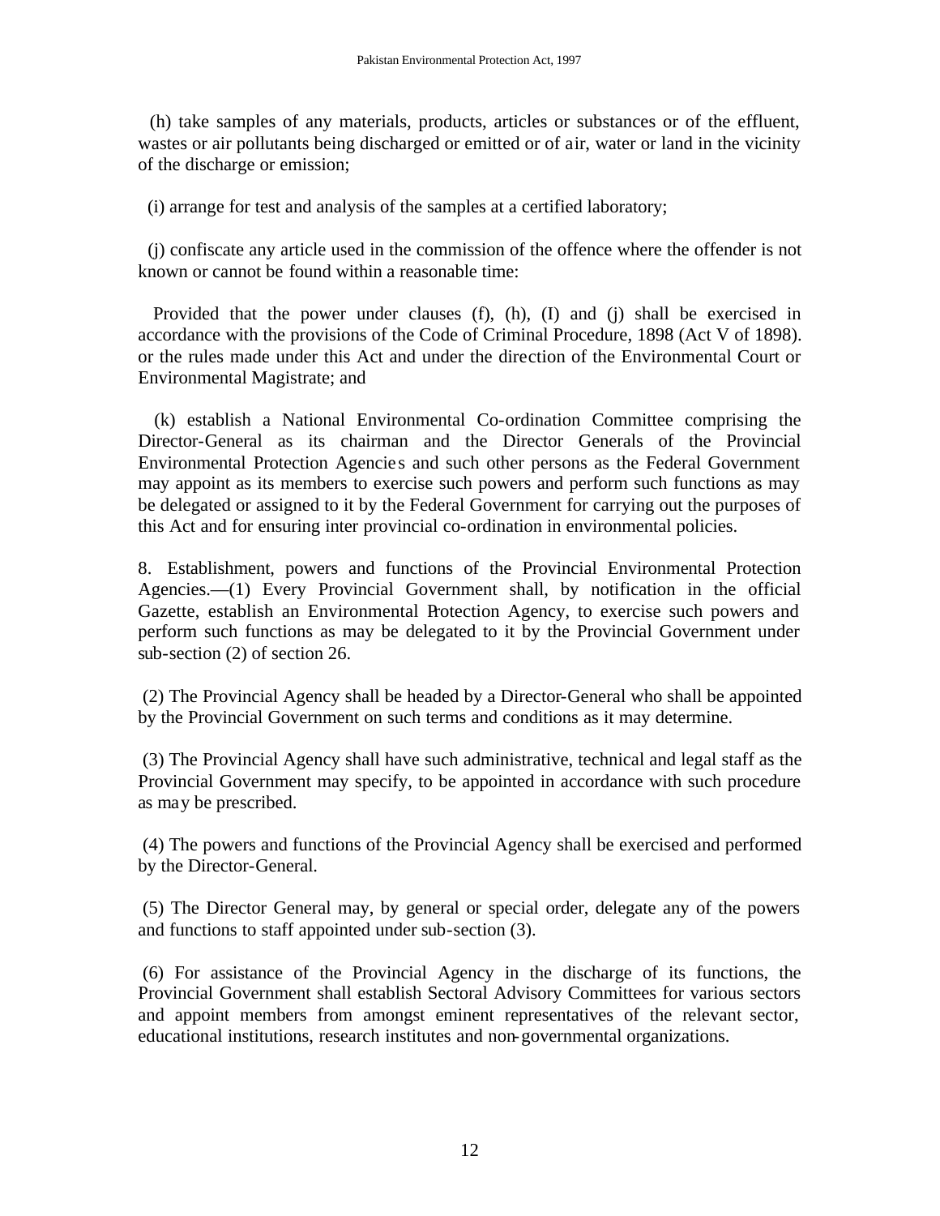(h) take samples of any materials, products, articles or substances or of the effluent, wastes or air pollutants being discharged or emitted or of air, water or land in the vicinity of the discharge or emission;

(i) arrange for test and analysis of the samples at a certified laboratory;

(j) confiscate any article used in the commission of the offence where the offender is not known or cannot be found within a reasonable time:

Provided that the power under clauses (f), (h), (I) and (j) shall be exercised in accordance with the provisions of the Code of Criminal Procedure, 1898 (Act V of 1898). or the rules made under this Act and under the direction of the Environmental Court or Environmental Magistrate; and

(k) establish a National Environmental Co-ordination Committee comprising the Director-General as its chairman and the Director Generals of the Provincial Environmental Protection Agencies and such other persons as the Federal Government may appoint as its members to exercise such powers and perform such functions as may be delegated or assigned to it by the Federal Government for carrying out the purposes of this Act and for ensuring inter provincial co-ordination in environmental policies.

8. Establishment, powers and functions of the Provincial Environmental Protection Agencies.—(1) Every Provincial Government shall, by notification in the official Gazette, establish an Environmental Protection Agency, to exercise such powers and perform such functions as may be delegated to it by the Provincial Government under sub-section (2) of section 26.

(2) The Provincial Agency shall be headed by a Director-General who shall be appointed by the Provincial Government on such terms and conditions as it may determine.

(3) The Provincial Agency shall have such administrative, technical and legal staff as the Provincial Government may specify, to be appointed in accordance with such procedure as may be prescribed.

(4) The powers and functions of the Provincial Agency shall be exercised and performed by the Director-General.

(5) The Director General may, by general or special order, delegate any of the powers and functions to staff appointed under sub-section (3).

(6) For assistance of the Provincial Agency in the discharge of its functions, the Provincial Government shall establish Sectoral Advisory Committees for various sectors and appoint members from amongst eminent representatives of the relevant sector, educational institutions, research institutes and non-governmental organizations.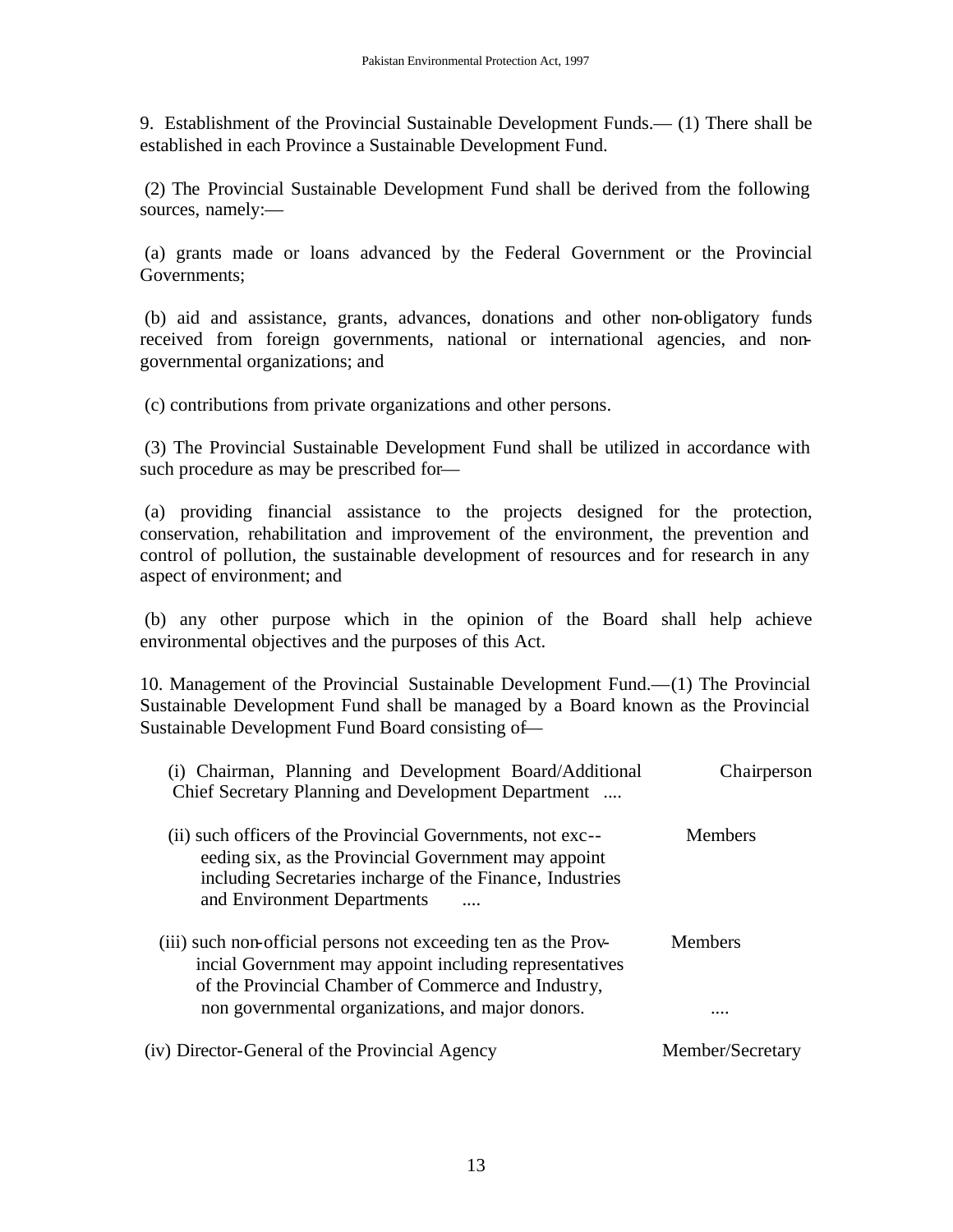9. Establishment of the Provincial Sustainable Development Funds.— (1) There shall be established in each Province a Sustainable Development Fund.

(2) The Provincial Sustainable Development Fund shall be derived from the following sources, namely:—

(a) grants made or loans advanced by the Federal Government or the Provincial Governments;

(b) aid and assistance, grants, advances, donations and other non-obligatory funds received from foreign governments, national or international agencies, and non-governmental organizations; and

(c) contributions from private organizations and other persons.

(3) The Provincial Sustainable Development Fund shall be utilized in accordance with such procedure as may be prescribed for—

(a) providing financial assistance to the projects designed for the protection, conservation, rehabilitation and improvement of the environment, the prevention and control of pollution, the sustainable development of resources and for research in any aspect of environment; and

(b) any other purpose which in the opinion of the Board shall help achieve environmental objectives and the purposes of this Act.

10. Management of the Provincial Sustainable Development Fund.—(1) The Provincial Sustainable Development Fund shall be managed by a Board known as the Provincial Sustainable Development Fund Board consisting of—

| | |
|---|---|
| (i) Chairman, Planning and Development Board/Additional Chief Secretary Planning and Development Department .... | Chairperson |
| (ii) such officers of the Provincial Governments, not exceeding six, as the Provincial Government may appoint including Secretaries incharge of the Finance, Industries and Environment Departments .... | Members |
| (iii) such non-official persons not exceeding ten as the Provincial Government may appoint including representatives of the Provincial Chamber of Commerce and Industry, non governmental organizations, and major donors. .... | Members |
| (iv) Director-General of the Provincial Agency | Member/Secretary |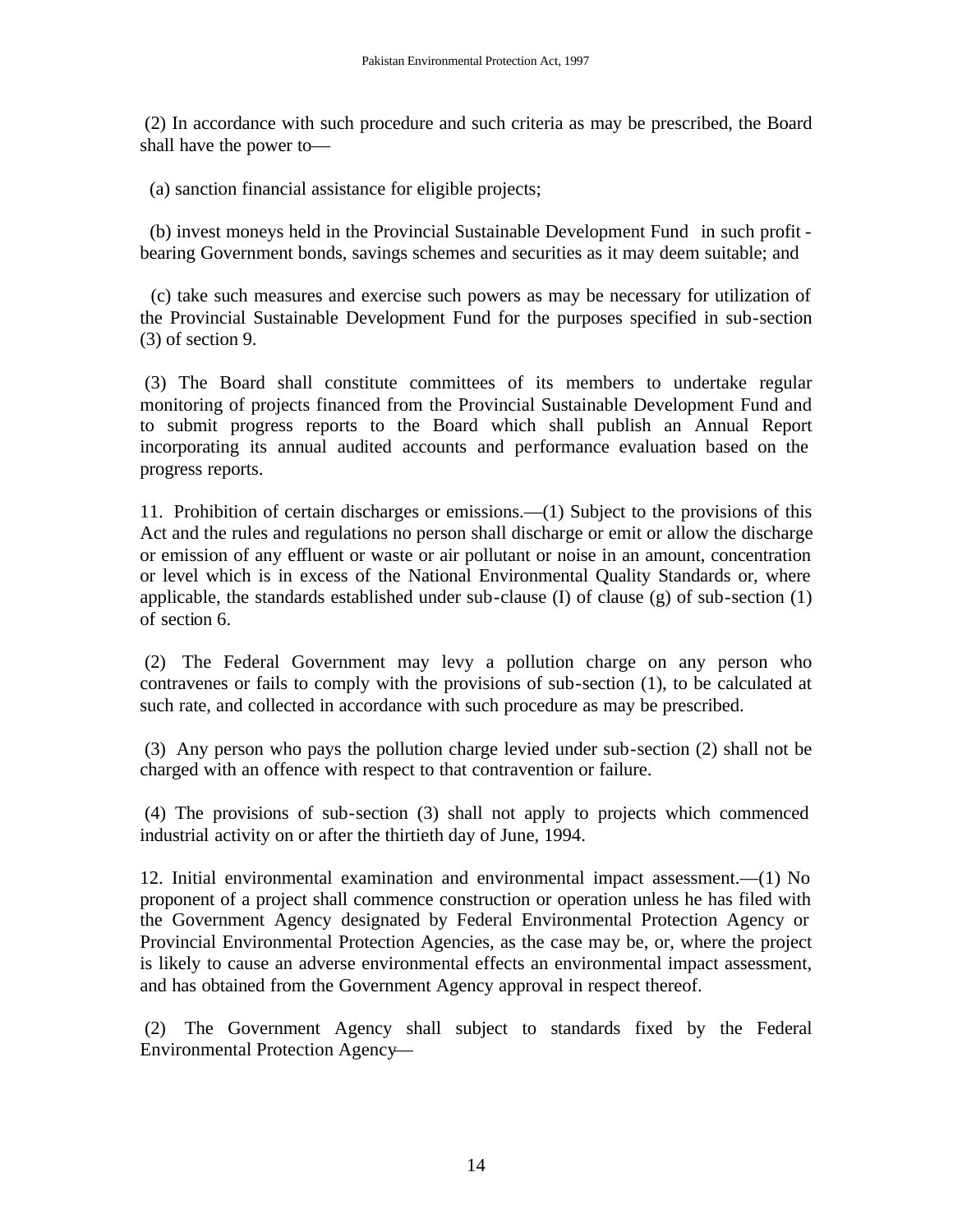(2) In accordance with such procedure and such criteria as may be prescribed, the Board shall have the power to—

(a) sanction financial assistance for eligible projects;

(b) invest moneys held in the Provincial Sustainable Development Fund in such profit-bearing Government bonds, savings schemes and securities as it may deem suitable; and

(c) take such measures and exercise such powers as may be necessary for utilization of the Provincial Sustainable Development Fund for the purposes specified in sub-section (3) of section 9.

(3) The Board shall constitute committees of its members to undertake regular monitoring of projects financed from the Provincial Sustainable Development Fund and to submit progress reports to the Board which shall publish an Annual Report incorporating its annual audited accounts and performance evaluation based on the progress reports.

11. Prohibition of certain discharges or emissions.—(1) Subject to the provisions of this Act and the rules and regulations no person shall discharge or emit or allow the discharge or emission of any effluent or waste or air pollutant or noise in an amount, concentration or level which is in excess of the National Environmental Quality Standards or, where applicable, the standards established under sub-clause (I) of clause (g) of sub-section (1) of section 6.

(2) The Federal Government may levy a pollution charge on any person who contravenes or fails to comply with the provisions of sub-section (1), to be calculated at such rate, and collected in accordance with such procedure as may be prescribed.

(3) Any person who pays the pollution charge levied under sub-section (2) shall not be charged with an offence with respect to that contravention or failure.

(4) The provisions of sub-section (3) shall not apply to projects which commenced industrial activity on or after the thirtieth day of June, 1994.

12. Initial environmental examination and environmental impact assessment.—(1) No proponent of a project shall commence construction or operation unless he has filed with the Government Agency designated by Federal Environmental Protection Agency or Provincial Environmental Protection Agencies, as the case may be, or, where the project is likely to cause an adverse environmental effects an environmental impact assessment, and has obtained from the Government Agency approval in respect thereof.

(2) The Government Agency shall subject to standards fixed by the Federal Environmental Protection Agency—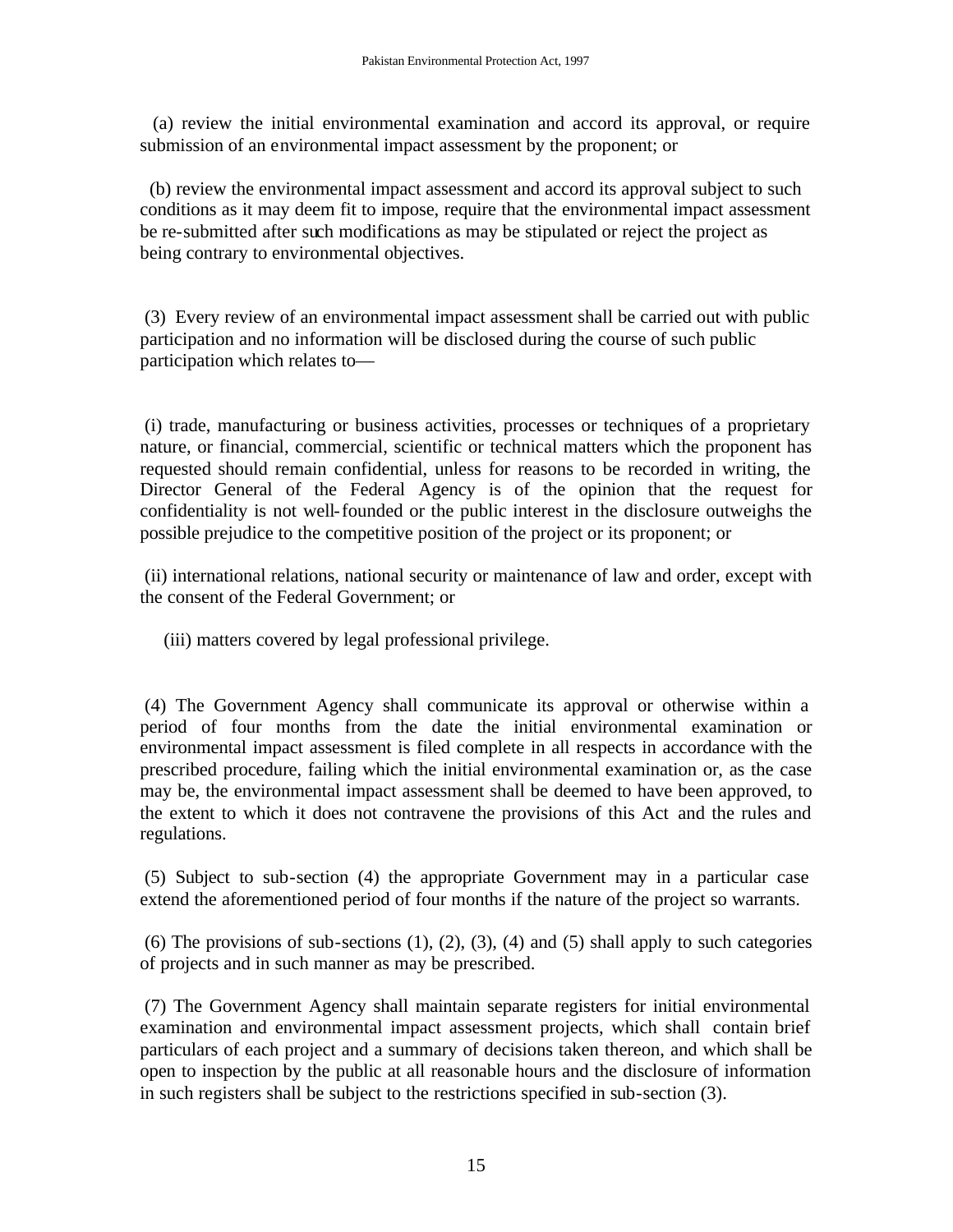(a) review the initial environmental examination and accord its approval, or require submission of an environmental impact assessment by the proponent; or

(b) review the environmental impact assessment and accord its approval subject to such conditions as it may deem fit to impose, require that the environmental impact assessment be re-submitted after such modifications as may be stipulated or reject the project as being contrary to environmental objectives.

(3) Every review of an environmental impact assessment shall be carried out with public participation and no information will be disclosed during the course of such public participation which relates to—

(i) trade, manufacturing or business activities, processes or techniques of a proprietary nature, or financial, commercial, scientific or technical matters which the proponent has requested should remain confidential, unless for reasons to be recorded in writing, the Director General of the Federal Agency is of the opinion that the request for confidentiality is not well-founded or the public interest in the disclosure outweighs the possible prejudice to the competitive position of the project or its proponent; or

(ii) international relations, national security or maintenance of law and order, except with the consent of the Federal Government; or

(iii) matters covered by legal professional privilege.

(4) The Government Agency shall communicate its approval or otherwise within a period of four months from the date the initial environmental examination or environmental impact assessment is filed complete in all respects in accordance with the prescribed procedure, failing which the initial environmental examination or, as the case may be, the environmental impact assessment shall be deemed to have been approved, to the extent to which it does not contravene the provisions of this Act and the rules and regulations.

(5) Subject to sub-section (4) the appropriate Government may in a particular case extend the aforementioned period of four months if the nature of the project so warrants.

(6) The provisions of sub-sections (1), (2), (3), (4) and (5) shall apply to such categories of projects and in such manner as may be prescribed.

(7) The Government Agency shall maintain separate registers for initial environmental examination and environmental impact assessment projects, which shall contain brief particulars of each project and a summary of decisions taken thereon, and which shall be open to inspection by the public at all reasonable hours and the disclosure of information in such registers shall be subject to the restrictions specified in sub-section (3).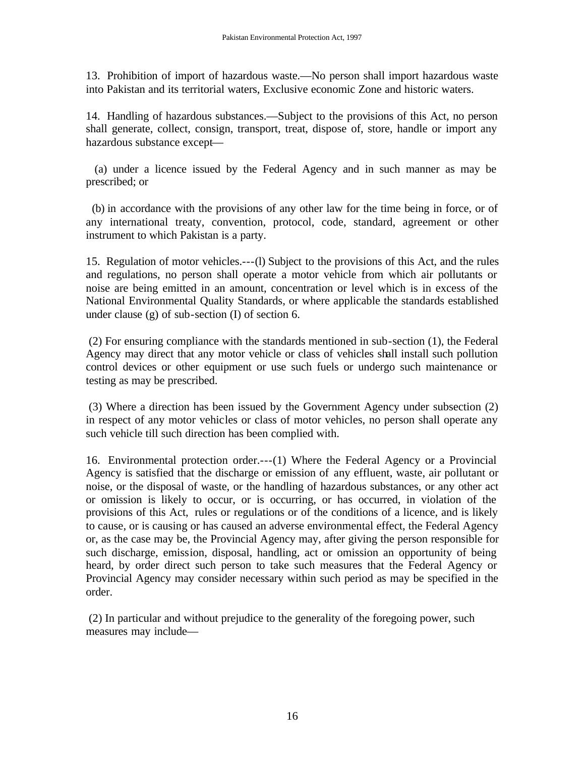13. Prohibition of import of hazardous waste.—No person shall import hazardous waste into Pakistan and its territorial waters, Exclusive economic Zone and historic waters.

14. Handling of hazardous substances.—Subject to the provisions of this Act, no person shall generate, collect, consign, transport, treat, dispose of, store, handle or import any hazardous substance except—

(a) under a licence issued by the Federal Agency and in such manner as may be prescribed; or

(b) in accordance with the provisions of any other law for the time being in force, or of any international treaty, convention, protocol, code, standard, agreement or other instrument to which Pakistan is a party.

15. Regulation of motor vehicles.---(l) Subject to the provisions of this Act, and the rules and regulations, no person shall operate a motor vehicle from which air pollutants or noise are being emitted in an amount, concentration or level which is in excess of the National Environmental Quality Standards, or where applicable the standards established under clause (g) of sub-section (I) of section 6.

(2) For ensuring compliance with the standards mentioned in sub-section (1), the Federal Agency may direct that any motor vehicle or class of vehicles shall install such pollution control devices or other equipment or use such fuels or undergo such maintenance or testing as may be prescribed.

(3) Where a direction has been issued by the Government Agency under subsection (2) in respect of any motor vehicles or class of motor vehicles, no person shall operate any such vehicle till such direction has been complied with.

16. Environmental protection order.---(1) Where the Federal Agency or a Provincial Agency is satisfied that the discharge or emission of any effluent, waste, air pollutant or noise, or the disposal of waste, or the handling of hazardous substances, or any other act or omission is likely to occur, or is occurring, or has occurred, in violation of the provisions of this Act, rules or regulations or of the conditions of a licence, and is likely to cause, or is causing or has caused an adverse environmental effect, the Federal Agency or, as the case may be, the Provincial Agency may, after giving the person responsible for such discharge, emission, disposal, handling, act or omission an opportunity of being heard, by order direct such person to take such measures that the Federal Agency or Provincial Agency may consider necessary within such period as may be specified in the order.

(2) In particular and without prejudice to the generality of the foregoing power, such measures may include—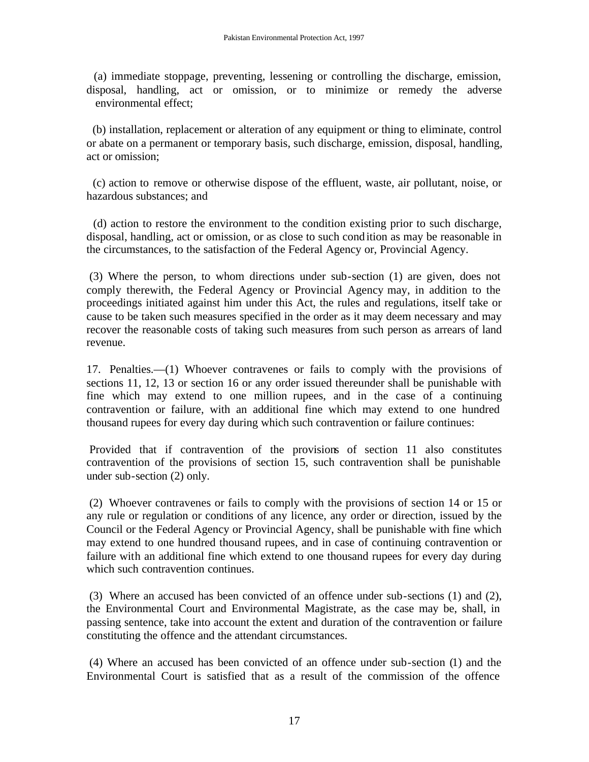(a) immediate stoppage, preventing, lessening or controlling the discharge, emission, disposal, handling, act or omission, or to minimize or remedy the adverse environmental effect;

(b) installation, replacement or alteration of any equipment or thing to eliminate, control or abate on a permanent or temporary basis, such discharge, emission, disposal, handling, act or omission;

(c) action to remove or otherwise dispose of the effluent, waste, air pollutant, noise, or hazardous substances; and

(d) action to restore the environment to the condition existing prior to such discharge, disposal, handling, act or omission, or as close to such condition as may be reasonable in the circumstances, to the satisfaction of the Federal Agency or, Provincial Agency.

(3) Where the person, to whom directions under sub-section (1) are given, does not comply therewith, the Federal Agency or Provincial Agency may, in addition to the proceedings initiated against him under this Act, the rules and regulations, itself take or cause to be taken such measures specified in the order as it may deem necessary and may recover the reasonable costs of taking such measures from such person as arrears of land revenue.

17. Penalties.—(1) Whoever contravenes or fails to comply with the provisions of sections 11, 12, 13 or section 16 or any order issued thereunder shall be punishable with fine which may extend to one million rupees, and in the case of a continuing contravention or failure, with an additional fine which may extend to one hundred thousand rupees for every day during which such contravention or failure continues:

Provided that if contravention of the provisions of section 11 also constitutes contravention of the provisions of section 15, such contravention shall be punishable under sub-section (2) only.

(2) Whoever contravenes or fails to comply with the provisions of section 14 or 15 or any rule or regulation or conditions of any licence, any order or direction, issued by the Council or the Federal Agency or Provincial Agency, shall be punishable with fine which may extend to one hundred thousand rupees, and in case of continuing contravention or failure with an additional fine which extend to one thousand rupees for every day during which such contravention continues.

(3) Where an accused has been convicted of an offence under sub-sections (1) and (2), the Environmental Court and Environmental Magistrate, as the case may be, shall, in passing sentence, take into account the extent and duration of the contravention or failure constituting the offence and the attendant circumstances.

(4) Where an accused has been convicted of an offence under sub-section (1) and the Environmental Court is satisfied that as a result of the commission of the offence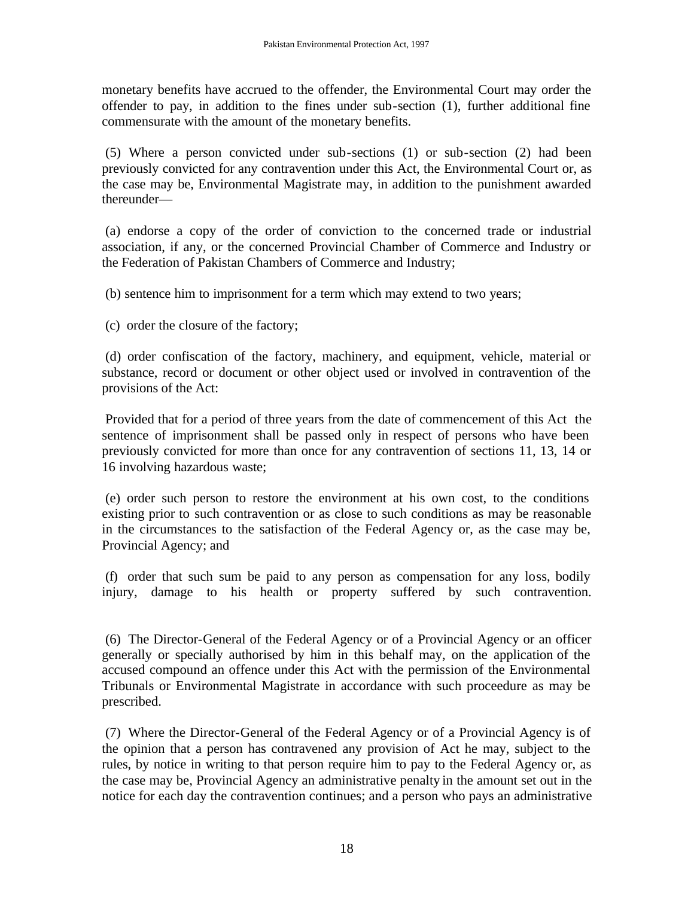monetary benefits have accrued to the offender, the Environmental Court may order the offender to pay, in addition to the fines under sub-section (1), further additional fine commensurate with the amount of the monetary benefits.

(5) Where a person convicted under sub-sections (1) or sub-section (2) had been previously convicted for any contravention under this Act, the Environmental Court or, as the case may be, Environmental Magistrate may, in addition to the punishment awarded thereunder—

(a) endorse a copy of the order of conviction to the concerned trade or industrial association, if any, or the concerned Provincial Chamber of Commerce and Industry or the Federation of Pakistan Chambers of Commerce and Industry;

(b) sentence him to imprisonment for a term which may extend to two years;

(c) order the closure of the factory;

(d) order confiscation of the factory, machinery, and equipment, vehicle, material or substance, record or document or other object used or involved in contravention of the provisions of the Act:

Provided that for a period of three years from the date of commencement of this Act the sentence of imprisonment shall be passed only in respect of persons who have been previously convicted for more than once for any contravention of sections 11, 13, 14 or 16 involving hazardous waste;

(e) order such person to restore the environment at his own cost, to the conditions existing prior to such contravention or as close to such conditions as may be reasonable in the circumstances to the satisfaction of the Federal Agency or, as the case may be, Provincial Agency; and

(f) order that such sum be paid to any person as compensation for any loss, bodily injury, damage to his health or property suffered by such contravention.

(6) The Director-General of the Federal Agency or of a Provincial Agency or an officer generally or specially authorised by him in this behalf may, on the application of the accused compound an offence under this Act with the permission of the Environmental Tribunals or Environmental Magistrate in accordance with such proceedure as may be prescribed.

(7) Where the Director-General of the Federal Agency or of a Provincial Agency is of the opinion that a person has contravened any provision of Act he may, subject to the rules, by notice in writing to that person require him to pay to the Federal Agency or, as the case may be, Provincial Agency an administrative penalty in the amount set out in the notice for each day the contravention continues; and a person who pays an administrative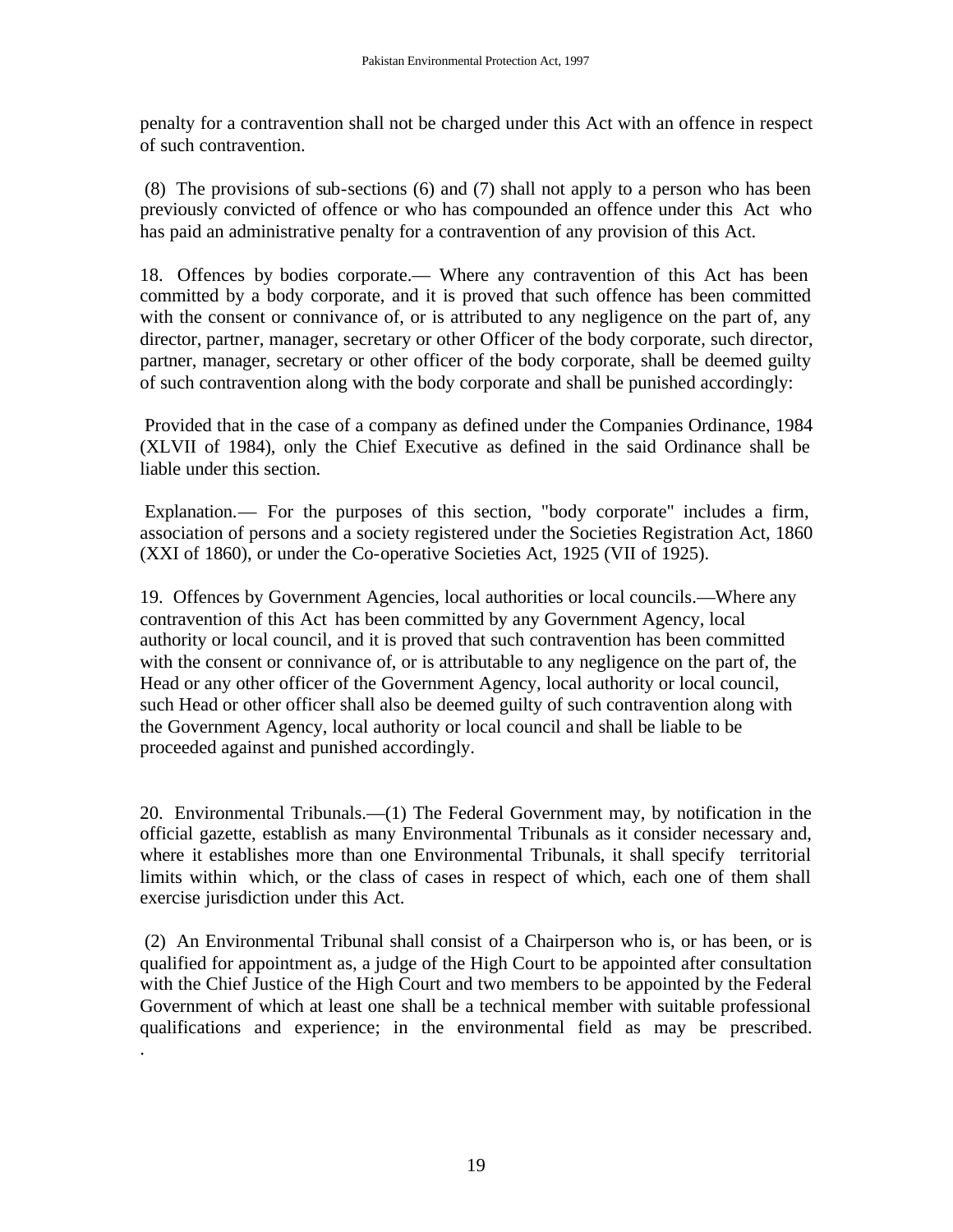penalty for a contravention shall not be charged under this Act with an offence in respect of such contravention.

(8) The provisions of sub-sections (6) and (7) shall not apply to a person who has been previously convicted of offence or who has compounded an offence under this Act who has paid an administrative penalty for a contravention of any provision of this Act.

18. Offences by bodies corporate.— Where any contravention of this Act has been committed by a body corporate, and it is proved that such offence has been committed with the consent or connivance of, or is attributed to any negligence on the part of, any director, partner, manager, secretary or other Officer of the body corporate, such director, partner, manager, secretary or other officer of the body corporate, shall be deemed guilty of such contravention along with the body corporate and shall be punished accordingly:

Provided that in the case of a company as defined under the Companies Ordinance, 1984 (XLVII of 1984), only the Chief Executive as defined in the said Ordinance shall be liable under this section.

Explanation.— For the purposes of this section, "body corporate" includes a firm, association of persons and a society registered under the Societies Registration Act, 1860 (XXI of 1860), or under the Co-operative Societies Act, 1925 (VII of 1925).

19. Offences by Government Agencies, local authorities or local councils.—Where any contravention of this Act has been committed by any Government Agency, local authority or local council, and it is proved that such contravention has been committed with the consent or connivance of, or is attributable to any negligence on the part of, the Head or any other officer of the Government Agency, local authority or local council, such Head or other officer shall also be deemed guilty of such contravention along with the Government Agency, local authority or local council and shall be liable to be proceeded against and punished accordingly.

20. Environmental Tribunals.—(1) The Federal Government may, by notification in the official gazette, establish as many Environmental Tribunals as it consider necessary and, where it establishes more than one Environmental Tribunals, it shall specify territorial limits within which, or the class of cases in respect of which, each one of them shall exercise jurisdiction under this Act.

(2) An Environmental Tribunal shall consist of a Chairperson who is, or has been, or is qualified for appointment as, a judge of the High Court to be appointed after consultation with the Chief Justice of the High Court and two members to be appointed by the Federal Government of which at least one shall be a technical member with suitable professional qualifications and experience; in the environmental field as may be prescribed.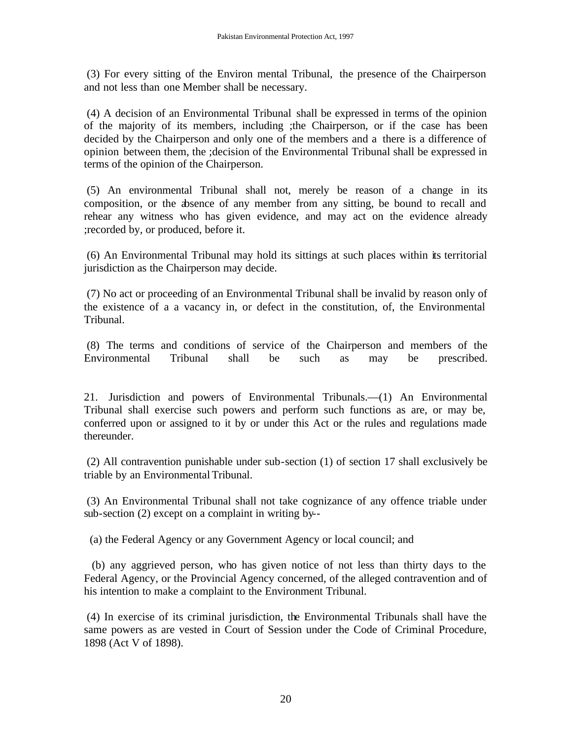(3) For every sitting of the Environ mental Tribunal, the presence of the Chairperson and not less than one Member shall be necessary.

(4) A decision of an Environmental Tribunal shall be expressed in terms of the opinion of the majority of its members, including ;the Chairperson, or if the case has been decided by the Chairperson and only one of the members and a there is a difference of opinion between them, the ;decision of the Environmental Tribunal shall be expressed in terms of the opinion of the Chairperson.

(5) An environmental Tribunal shall not, merely be reason of a change in its composition, or the absence of any member from any sitting, be bound to recall and rehear any witness who has given evidence, and may act on the evidence already ;recorded by, or produced, before it.

(6) An Environmental Tribunal may hold its sittings at such places within its territorial jurisdiction as the Chairperson may decide.

(7) No act or proceeding of an Environmental Tribunal shall be invalid by reason only of the existence of a a vacancy in, or defect in the constitution, of, the Environmental Tribunal.

(8) The terms and conditions of service of the Chairperson and members of the Environmental Tribunal shall be such as may be prescribed.

21. Jurisdiction and powers of Environmental Tribunals.—(1) An Environmental Tribunal shall exercise such powers and perform such functions as are, or may be, conferred upon or assigned to it by or under this Act or the rules and regulations made thereunder.

(2) All contravention punishable under sub-section (1) of section 17 shall exclusively be triable by an Environmental Tribunal.

(3) An Environmental Tribunal shall not take cognizance of any offence triable under sub-section (2) except on a complaint in writing by--

(a) the Federal Agency or any Government Agency or local council; and

(b) any aggrieved person, who has given notice of not less than thirty days to the Federal Agency, or the Provincial Agency concerned, of the alleged contravention and of his intention to make a complaint to the Environment Tribunal.

(4) In exercise of its criminal jurisdiction, the Environmental Tribunals shall have the same powers as are vested in Court of Session under the Code of Criminal Procedure, 1898 (Act V of 1898).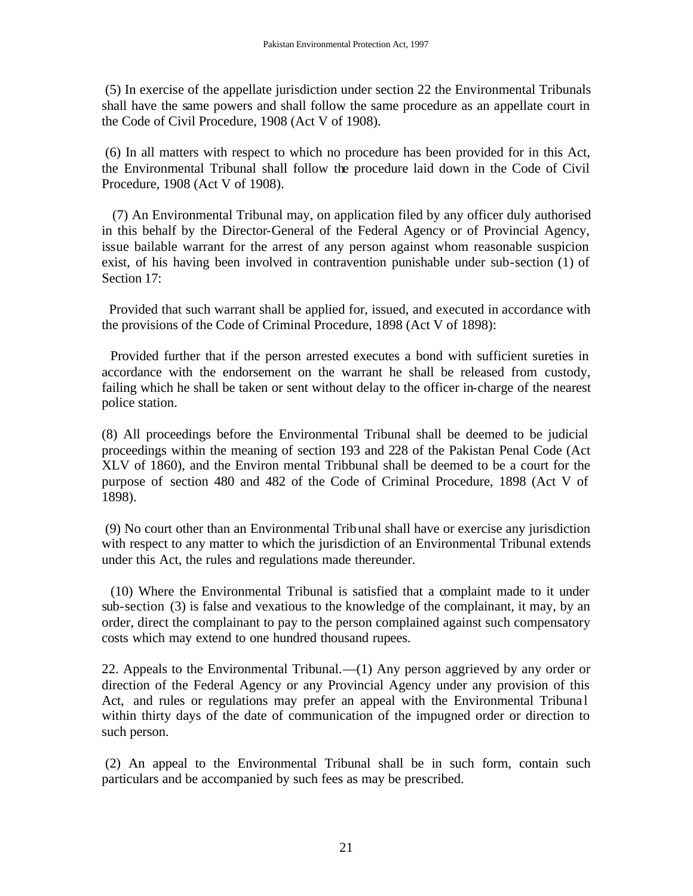(5) In exercise of the appellate jurisdiction under section 22 the Environmental Tribunals shall have the same powers and shall follow the same procedure as an appellate court in the Code of Civil Procedure, 1908 (Act V of 1908).

(6) In all matters with respect to which no procedure has been provided for in this Act, the Environmental Tribunal shall follow the procedure laid down in the Code of Civil Procedure, 1908 (Act V of 1908).

(7) An Environmental Tribunal may, on application filed by any officer duly authorised in this behalf by the Director-General of the Federal Agency or of Provincial Agency, issue bailable warrant for the arrest of any person against whom reasonable suspicion exist, of his having been involved in contravention punishable under sub-section (1) of Section 17:

Provided that such warrant shall be applied for, issued, and executed in accordance with the provisions of the Code of Criminal Procedure, 1898 (Act V of 1898):

Provided further that if the person arrested executes a bond with sufficient sureties in accordance with the endorsement on the warrant he shall be released from custody, failing which he shall be taken or sent without delay to the officer in-charge of the nearest police station.

(8) All proceedings before the Environmental Tribunal shall be deemed to be judicial proceedings within the meaning of section 193 and 228 of the Pakistan Penal Code (Act XLV of 1860), and the Environ mental Tribbunal shall be deemed to be a court for the purpose of section 480 and 482 of the Code of Criminal Procedure, 1898 (Act V of 1898).

(9) No court other than an Environmental Trib unal shall have or exercise any jurisdiction with respect to any matter to which the jurisdiction of an Environmental Tribunal extends under this Act, the rules and regulations made thereunder.

(10) Where the Environmental Tribunal is satisfied that a complaint made to it under sub-section (3) is false and vexatious to the knowledge of the complainant, it may, by an order, direct the complainant to pay to the person complained against such compensatory costs which may extend to one hundred thousand rupees.

22. Appeals to the Environmental Tribunal.—(1) Any person aggrieved by any order or direction of the Federal Agency or any Provincial Agency under any provision of this Act, and rules or regulations may prefer an appeal with the Environmental Tribunal within thirty days of the date of communication of the impugned order or direction to such person.

(2) An appeal to the Environmental Tribunal shall be in such form, contain such particulars and be accompanied by such fees as may be prescribed.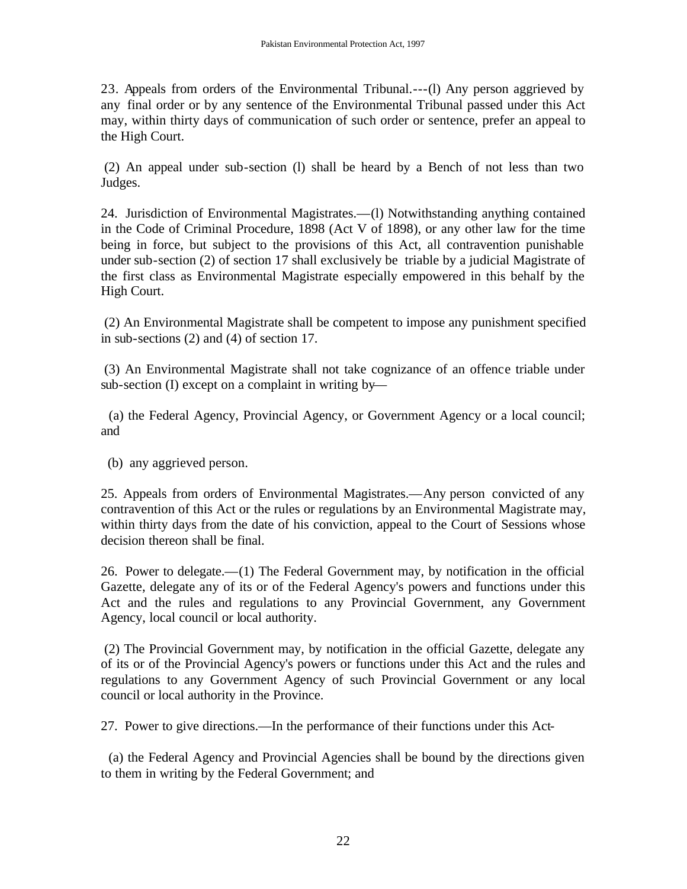23. Appeals from orders of the Environmental Tribunal.---(l) Any person aggrieved by any final order or by any sentence of the Environmental Tribunal passed under this Act may, within thirty days of communication of such order or sentence, prefer an appeal to the High Court.

(2) An appeal under sub-section (l) shall be heard by a Bench of not less than two Judges.

24. Jurisdiction of Environmental Magistrates.—(l) Notwithstanding anything contained in the Code of Criminal Procedure, 1898 (Act V of 1898), or any other law for the time being in force, but subject to the provisions of this Act, all contravention punishable under sub-section (2) of section 17 shall exclusively be triable by a judicial Magistrate of the first class as Environmental Magistrate especially empowered in this behalf by the High Court.

(2) An Environmental Magistrate shall be competent to impose any punishment specified in sub-sections (2) and (4) of section 17.

(3) An Environmental Magistrate shall not take cognizance of an offence triable under sub-section (I) except on a complaint in writing by—

(a) the Federal Agency, Provincial Agency, or Government Agency or a local council; and

(b) any aggrieved person.

25. Appeals from orders of Environmental Magistrates.—Any person convicted of any contravention of this Act or the rules or regulations by an Environmental Magistrate may, within thirty days from the date of his conviction, appeal to the Court of Sessions whose decision thereon shall be final.

26. Power to delegate.—(1) The Federal Government may, by notification in the official Gazette, delegate any of its or of the Federal Agency's powers and functions under this Act and the rules and regulations to any Provincial Government, any Government Agency, local council or local authority.

(2) The Provincial Government may, by notification in the official Gazette, delegate any of its or of the Provincial Agency's powers or functions under this Act and the rules and regulations to any Government Agency of such Provincial Government or any local council or local authority in the Province.

27. Power to give directions.—In the performance of their functions under this Act-

(a) the Federal Agency and Provincial Agencies shall be bound by the directions given to them in writing by the Federal Government; and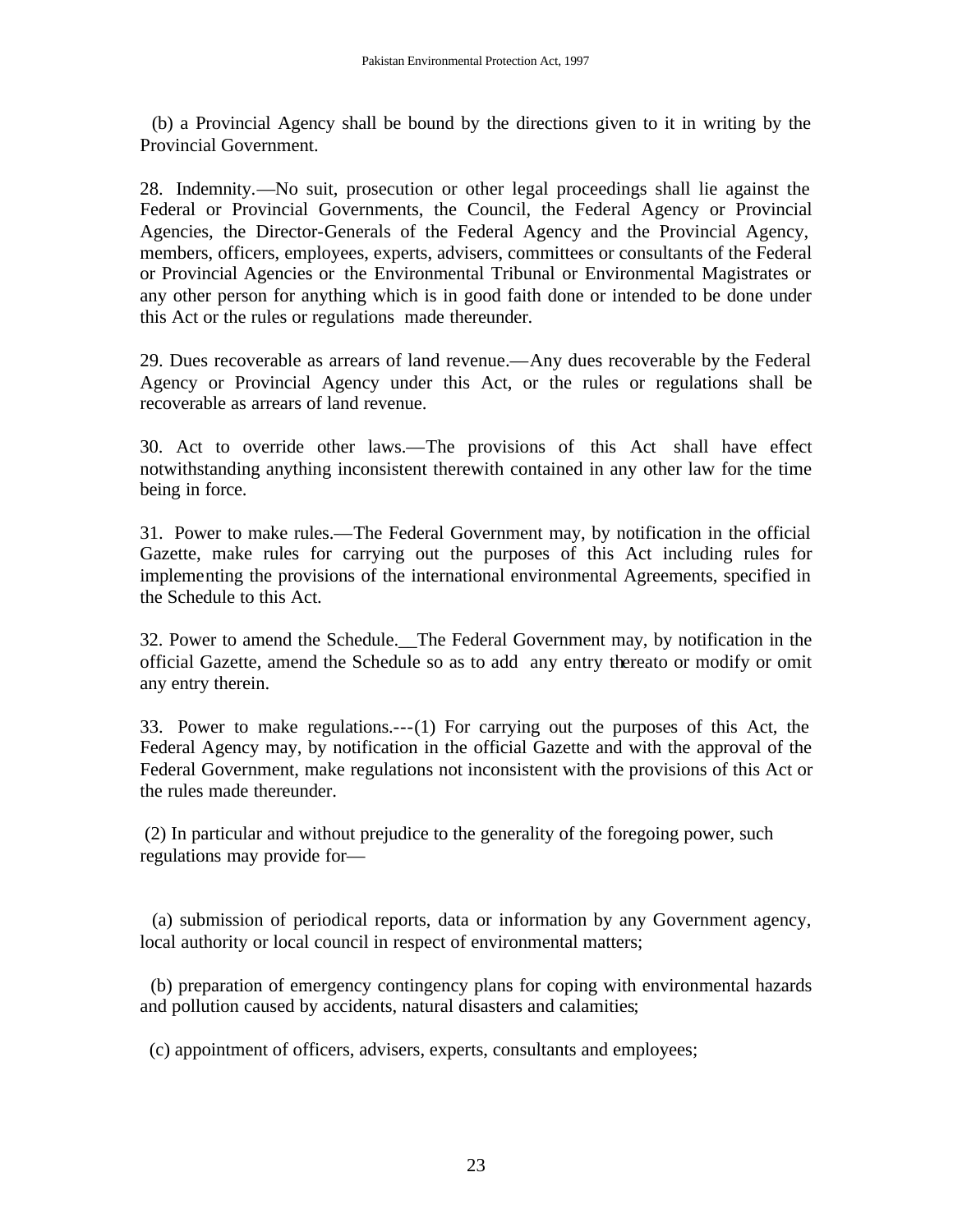(b) a Provincial Agency shall be bound by the directions given to it in writing by the Provincial Government.

28. Indemnity.—No suit, prosecution or other legal proceedings shall lie against the Federal or Provincial Governments, the Council, the Federal Agency or Provincial Agencies, the Director-Generals of the Federal Agency and the Provincial Agency, members, officers, employees, experts, advisers, committees or consultants of the Federal or Provincial Agencies or the Environmental Tribunal or Environmental Magistrates or any other person for anything which is in good faith done or intended to be done under this Act or the rules or regulations made thereunder.

29. Dues recoverable as arrears of land revenue.—Any dues recoverable by the Federal Agency or Provincial Agency under this Act, or the rules or regulations shall be recoverable as arrears of land revenue.

30. Act to override other laws.—The provisions of this Act shall have effect notwithstanding anything inconsistent therewith contained in any other law for the time being in force.

31. Power to make rules.—The Federal Government may, by notification in the official Gazette, make rules for carrying out the purposes of this Act including rules for implementing the provisions of the international environmental Agreements, specified in the Schedule to this Act.

32. Power to amend the Schedule.__The Federal Government may, by notification in the official Gazette, amend the Schedule so as to add any entry thereato or modify or omit any entry therein.

33. Power to make regulations.---(1) For carrying out the purposes of this Act, the Federal Agency may, by notification in the official Gazette and with the approval of the Federal Government, make regulations not inconsistent with the provisions of this Act or the rules made thereunder.

(2) In particular and without prejudice to the generality of the foregoing power, such regulations may provide for—

(a) submission of periodical reports, data or information by any Government agency, local authority or local council in respect of environmental matters;

(b) preparation of emergency contingency plans for coping with environmental hazards and pollution caused by accidents, natural disasters and calamities;

(c) appointment of officers, advisers, experts, consultants and employees;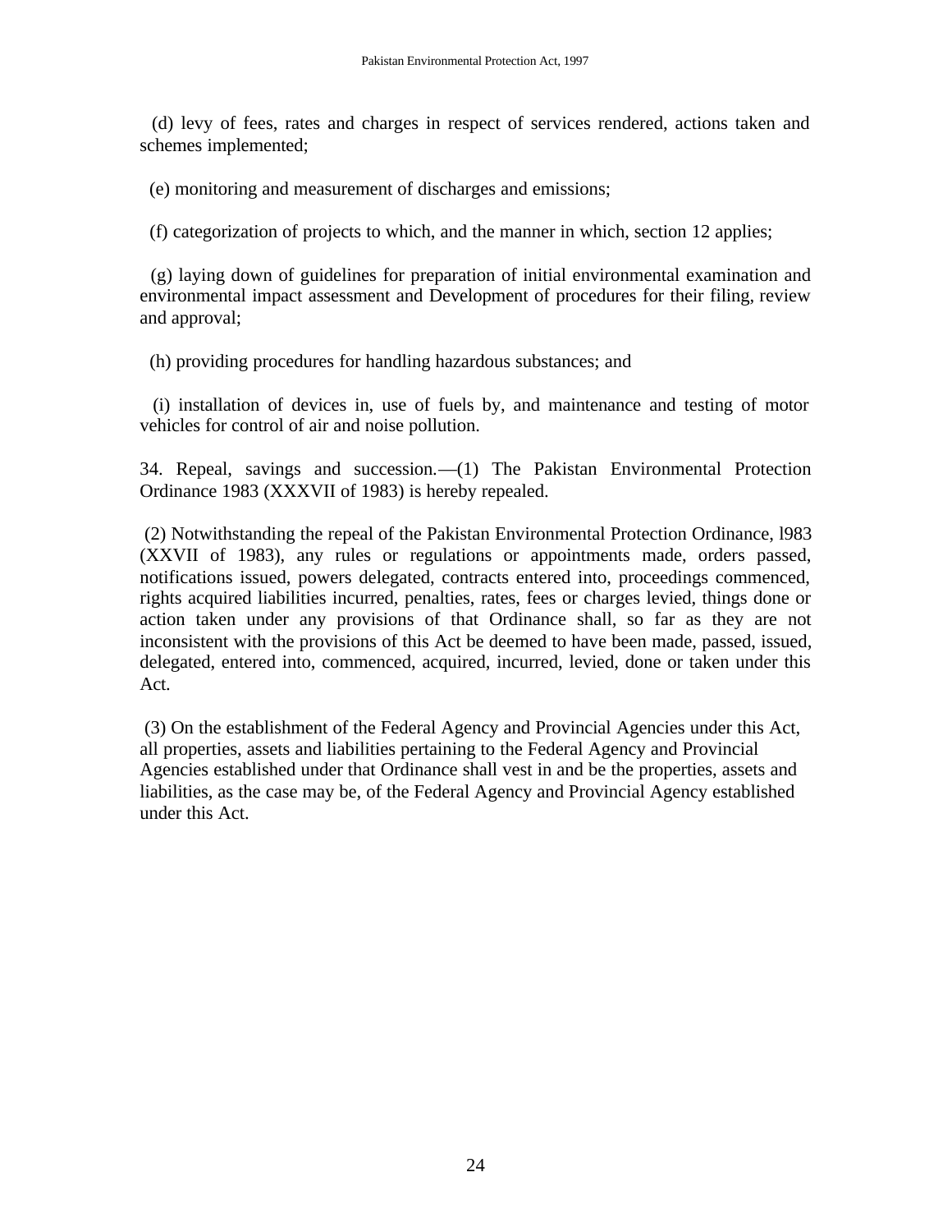(d) levy of fees, rates and charges in respect of services rendered, actions taken and schemes implemented;

(e) monitoring and measurement of discharges and emissions;

(f) categorization of projects to which, and the manner in which, section 12 applies;

(g) laying down of guidelines for preparation of initial environmental examination and environmental impact assessment and Development of procedures for their filing, review and approval;

(h) providing procedures for handling hazardous substances; and

(i) installation of devices in, use of fuels by, and maintenance and testing of motor vehicles for control of air and noise pollution.

34. Repeal, savings and succession.—(1) The Pakistan Environmental Protection Ordinance 1983 (XXXVII of 1983) is hereby repealed.

(2) Notwithstanding the repeal of the Pakistan Environmental Protection Ordinance, l983 (XXVII of 1983), any rules or regulations or appointments made, orders passed, notifications issued, powers delegated, contracts entered into, proceedings commenced, rights acquired liabilities incurred, penalties, rates, fees or charges levied, things done or action taken under any provisions of that Ordinance shall, so far as they are not inconsistent with the provisions of this Act be deemed to have been made, passed, issued, delegated, entered into, commenced, acquired, incurred, levied, done or taken under this Act.

(3) On the establishment of the Federal Agency and Provincial Agencies under this Act, all properties, assets and liabilities pertaining to the Federal Agency and Provincial Agencies established under that Ordinance shall vest in and be the properties, assets and liabilities, as the case may be, of the Federal Agency and Provincial Agency established under this Act.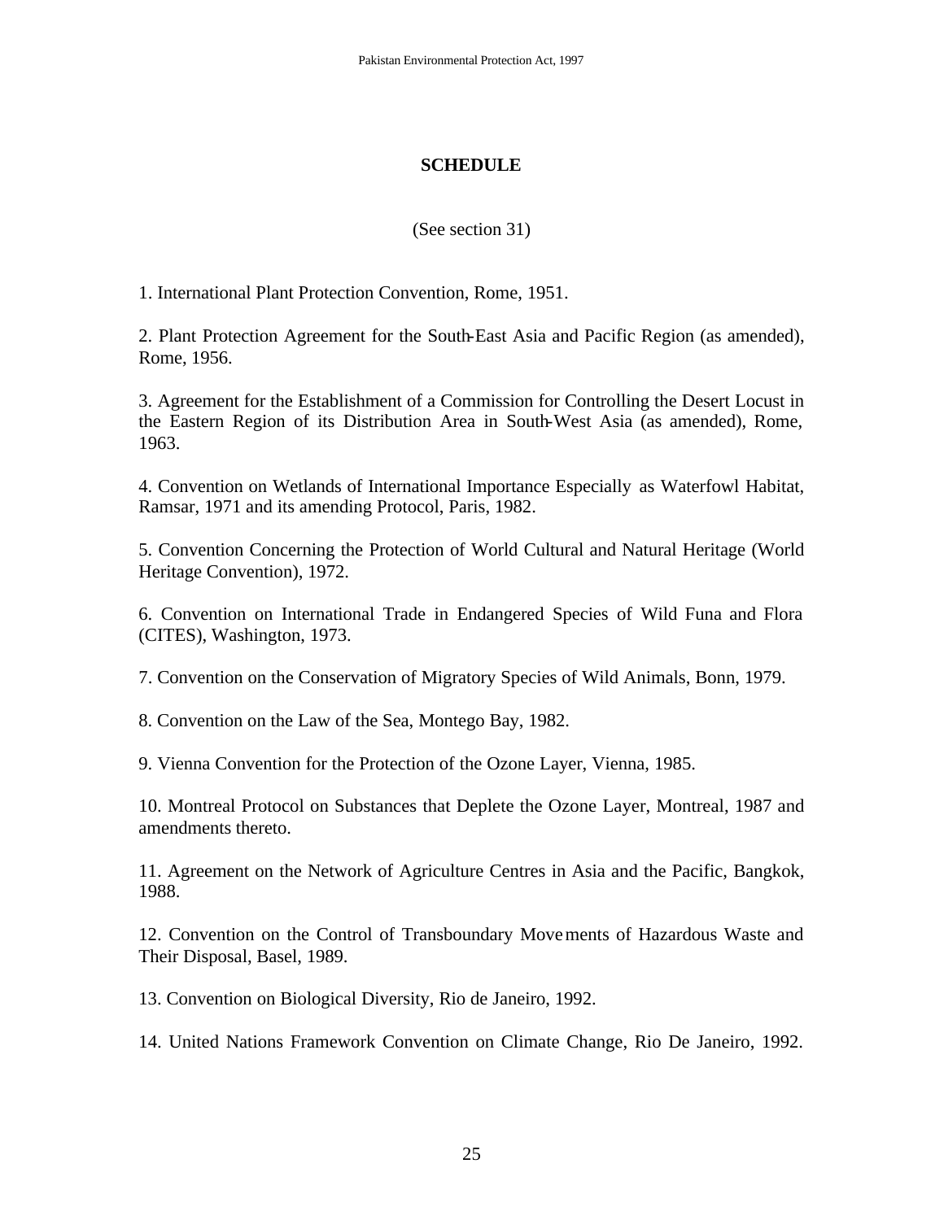## SCHEDULE

(See section 31)

1. International Plant Protection Convention, Rome, 1951.

2. Plant Protection Agreement for the South-East Asia and Pacific Region (as amended), Rome, 1956.

3. Agreement for the Establishment of a Commission for Controlling the Desert Locust in the Eastern Region of its Distribution Area in South-West Asia (as amended), Rome, 1963.

4. Convention on Wetlands of International Importance Especially as Waterfowl Habitat, Ramsar, 1971 and its amending Protocol, Paris, 1982.

5. Convention Concerning the Protection of World Cultural and Natural Heritage (World Heritage Convention), 1972.

6. Convention on International Trade in Endangered Species of Wild Funa and Flora (CITES), Washington, 1973.

7. Convention on the Conservation of Migratory Species of Wild Animals, Bonn, 1979.

8. Convention on the Law of the Sea, Montego Bay, 1982.

9. Vienna Convention for the Protection of the Ozone Layer, Vienna, 1985.

10. Montreal Protocol on Substances that Deplete the Ozone Layer, Montreal, 1987 and amendments thereto.

11. Agreement on the Network of Agriculture Centres in Asia and the Pacific, Bangkok, 1988.

12. Convention on the Control of Transboundary Movements of Hazardous Waste and Their Disposal, Basel, 1989.

13. Convention on Biological Diversity, Rio de Janeiro, 1992.

14. United Nations Framework Convention on Climate Change, Rio De Janeiro, 1992.